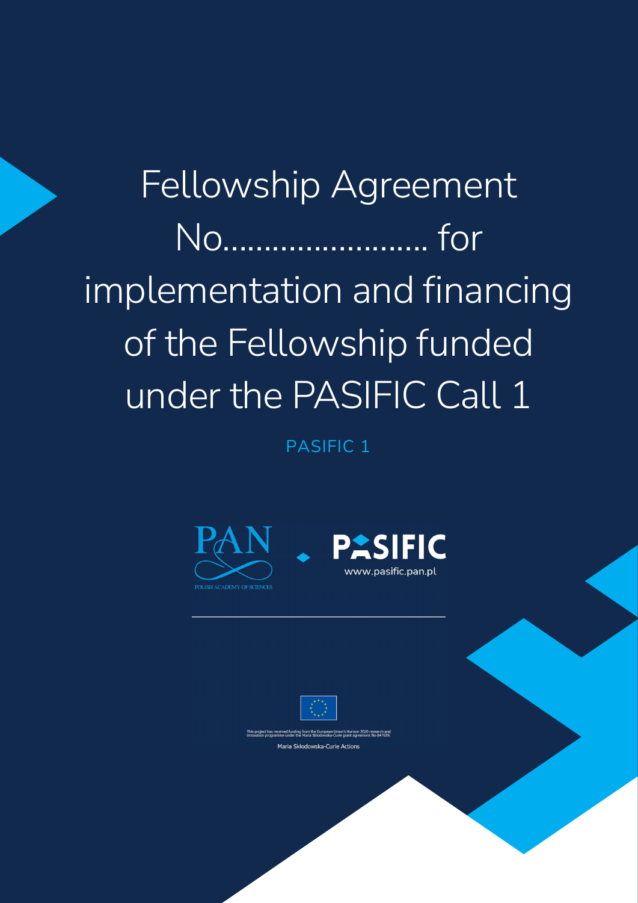# Fellowship Agreement No…………………… for implementation and financing of the Fellowship funded under the PASIFIC Call 1

PASIFIC 1

PAN

POLISH ACADEMY OF SCIENCES

PASIFIC

www.pasific.pan.pl

This project has received funding from the European Union's Horizon 2020 research and innovation programme under the Maria Skłodowska-Curie grant agreement No 847639.

Maria Skłodowska-Curie Actions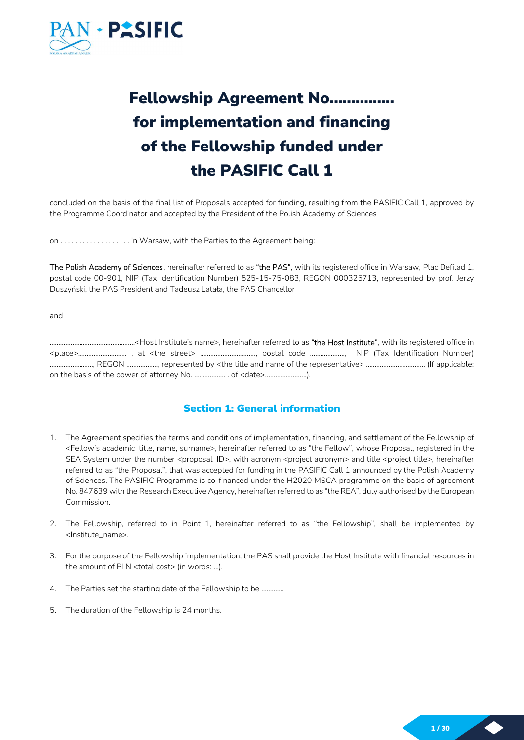# Fellowship Agreement No…………… for implementation and financing of the Fellowship funded under the PASIFIC Call 1

concluded on the basis of the final list of Proposals accepted for funding, resulting from the PASIFIC Call 1, approved by the Programme Coordinator and accepted by the President of the Polish Academy of Sciences

on . . . . . . . . . . . . . . . . . . . in Warsaw, with the Parties to the Agreement being:

The Polish Academy of Sciences, hereinafter referred to as **"the PAS"**, with its registered office in Warsaw, Plac Defilad 1, postal code 00-901, NIP (Tax Identification Number) 525-15-75-083, REGON 000325713, represented by prof. Jerzy Duszyński, the PAS President and Tadeusz Latała, the PAS Chancellor

and

…………………………………………<Host Institute's name>, hereinafter referred to as **"the Host Institute"**, with its registered office in <place>………………………, at <the street> ……………………………, postal code ………………., NIP (Tax Identification Number) ……………………., REGON ………………, represented by <the title and name of the representative> …………………………… (If applicable: on the basis of the power of attorney No. ……………… . of <date>……………………).

## Section 1: General information

1. The Agreement specifies the terms and conditions of implementation, financing, and settlement of the Fellowship of <Fellow's academic_title, name, surname>, hereinafter referred to as "the Fellow", whose Proposal, registered in the SEA System under the number <proposal_ID>, with acronym <project acronym> and title <project title>, hereinafter referred to as "the Proposal", that was accepted for funding in the PASIFIC Call 1 announced by the Polish Academy of Sciences. The PASIFIC Programme is co-financed under the H2020 MSCA programme on the basis of agreement No. 847639 with the Research Executive Agency, hereinafter referred to as "the REA", duly authorised by the European Commission.

2. The Fellowship, referred to in Point 1, hereinafter referred to as "the Fellowship", shall be implemented by <Institute_name>.

3. For the purpose of the Fellowship implementation, the PAS shall provide the Host Institute with financial resources in the amount of PLN <total cost> (in words: …).

4. The Parties set the starting date of the Fellowship to be …………

5. The duration of the Fellowship is 24 months.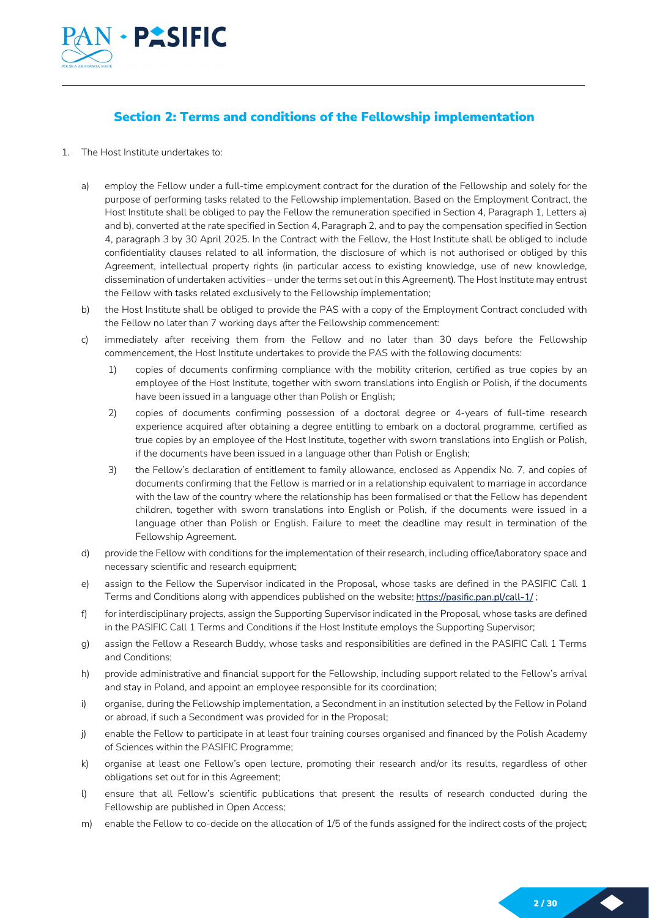## Section 2: Terms and conditions of the Fellowship implementation

1. The Host Institute undertakes to:

   a) employ the Fellow under a full-time employment contract for the duration of the Fellowship and solely for the purpose of performing tasks related to the Fellowship implementation. Based on the Employment Contract, the Host Institute shall be obliged to pay the Fellow the remuneration specified in Section 4, Paragraph 1, Letters a) and b), converted at the rate specified in Section 4, Paragraph 2, and to pay the compensation specified in Section 4, paragraph 3 by 30 April 2025. In the Contract with the Fellow, the Host Institute shall be obliged to include confidentiality clauses related to all information, the disclosure of which is not authorised or obliged by this Agreement, intellectual property rights (in particular access to existing knowledge, use of new knowledge, dissemination of undertaken activities – under the terms set out in this Agreement). The Host Institute may entrust the Fellow with tasks related exclusively to the Fellowship implementation;

   b) the Host Institute shall be obliged to provide the PAS with a copy of the Employment Contract concluded with the Fellow no later than 7 working days after the Fellowship commencement:

   c) immediately after receiving them from the Fellow and no later than 30 days before the Fellowship commencement, the Host Institute undertakes to provide the PAS with the following documents:

      1) copies of documents confirming compliance with the mobility criterion, certified as true copies by an employee of the Host Institute, together with sworn translations into English or Polish, if the documents have been issued in a language other than Polish or English;

      2) copies of documents confirming possession of a doctoral degree or 4-years of full-time research experience acquired after obtaining a degree entitling to embark on a doctoral programme, certified as true copies by an employee of the Host Institute, together with sworn translations into English or Polish, if the documents have been issued in a language other than Polish or English;

      3) the Fellow's declaration of entitlement to family allowance, enclosed as Appendix No. 7, and copies of documents confirming that the Fellow is married or in a relationship equivalent to marriage in accordance with the law of the country where the relationship has been formalised or that the Fellow has dependent children, together with sworn translations into English or Polish, if the documents were issued in a language other than Polish or English. Failure to meet the deadline may result in termination of the Fellowship Agreement.

   d) provide the Fellow with conditions for the implementation of their research, including office/laboratory space and necessary scientific and research equipment;

   e) assign to the Fellow the Supervisor indicated in the Proposal, whose tasks are defined in the PASIFIC Call 1 Terms and Conditions along with appendices published on the website: https://pasific.pan.pl/call-1/ ;

   f) for interdisciplinary projects, assign the Supporting Supervisor indicated in the Proposal, whose tasks are defined in the PASIFIC Call 1 Terms and Conditions if the Host Institute employs the Supporting Supervisor;

   g) assign the Fellow a Research Buddy, whose tasks and responsibilities are defined in the PASIFIC Call 1 Terms and Conditions;

   h) provide administrative and financial support for the Fellowship, including support related to the Fellow's arrival and stay in Poland, and appoint an employee responsible for its coordination;

   i) organise, during the Fellowship implementation, a Secondment in an institution selected by the Fellow in Poland or abroad, if such a Secondment was provided for in the Proposal;

   j) enable the Fellow to participate in at least four training courses organised and financed by the Polish Academy of Sciences within the PASIFIC Programme;

   k) organise at least one Fellow's open lecture, promoting their research and/or its results, regardless of other obligations set out for in this Agreement;

   l) ensure that all Fellow's scientific publications that present the results of research conducted during the Fellowship are published in Open Access;

   m) enable the Fellow to co-decide on the allocation of 1/5 of the funds assigned for the indirect costs of the project;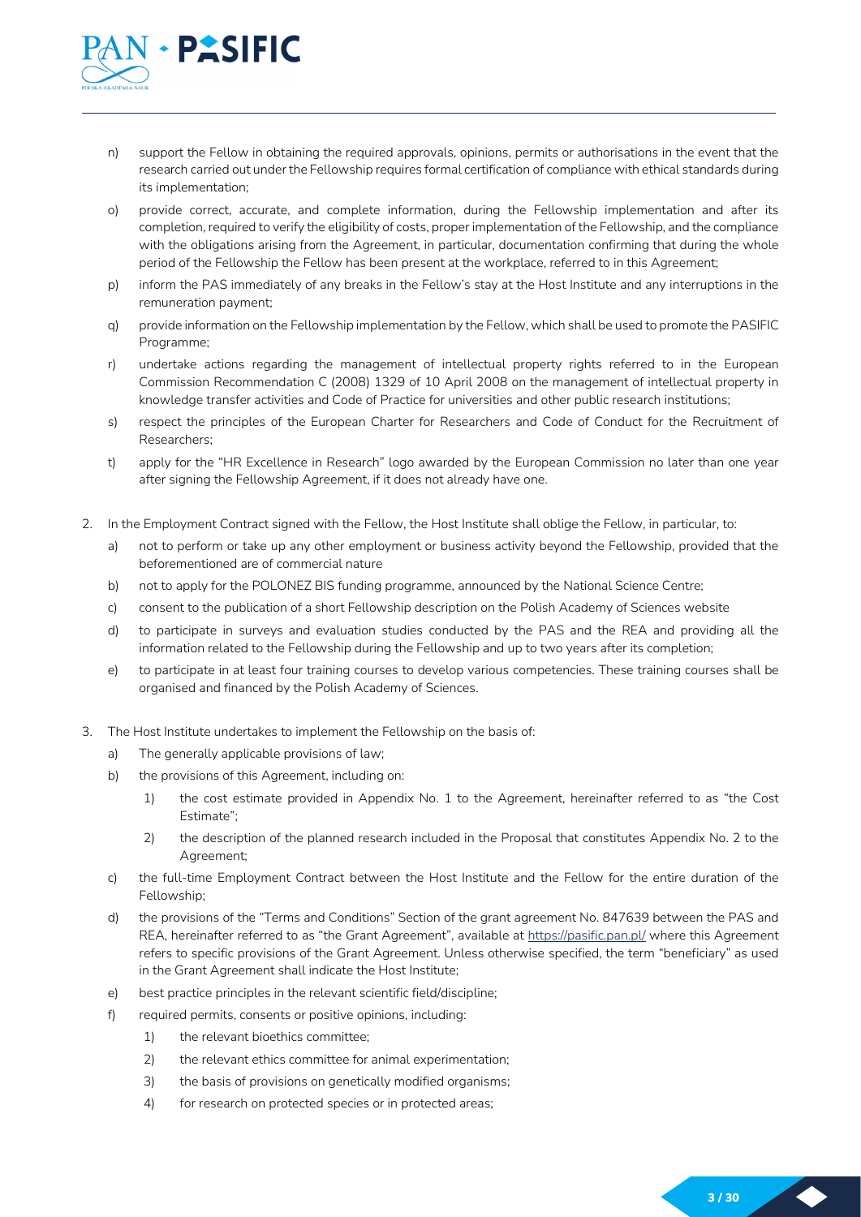n) support the Fellow in obtaining the required approvals, opinions, permits or authorisations in the event that the research carried out under the Fellowship requires formal certification of compliance with ethical standards during its implementation;

o) provide correct, accurate, and complete information, during the Fellowship implementation and after its completion, required to verify the eligibility of costs, proper implementation of the Fellowship, and the compliance with the obligations arising from the Agreement, in particular, documentation confirming that during the whole period of the Fellowship the Fellow has been present at the workplace, referred to in this Agreement;

p) inform the PAS immediately of any breaks in the Fellow's stay at the Host Institute and any interruptions in the remuneration payment;

q) provide information on the Fellowship implementation by the Fellow, which shall be used to promote the PASIFIC Programme;

r) undertake actions regarding the management of intellectual property rights referred to in the European Commission Recommendation C (2008) 1329 of 10 April 2008 on the management of intellectual property in knowledge transfer activities and Code of Practice for universities and other public research institutions;

s) respect the principles of the European Charter for Researchers and Code of Conduct for the Recruitment of Researchers;

t) apply for the "HR Excellence in Research" logo awarded by the European Commission no later than one year after signing the Fellowship Agreement, if it does not already have one.

2. In the Employment Contract signed with the Fellow, the Host Institute shall oblige the Fellow, in particular, to:

   a) not to perform or take up any other employment or business activity beyond the Fellowship, provided that the beforementioned are of commercial nature

   b) not to apply for the POLONEZ BIS funding programme, announced by the National Science Centre;

   c) consent to the publication of a short Fellowship description on the Polish Academy of Sciences website

   d) to participate in surveys and evaluation studies conducted by the PAS and the REA and providing all the information related to the Fellowship during the Fellowship and up to two years after its completion;

   e) to participate in at least four training courses to develop various competencies. These training courses shall be organised and financed by the Polish Academy of Sciences.

3. The Host Institute undertakes to implement the Fellowship on the basis of:

   a) The generally applicable provisions of law;

   b) the provisions of this Agreement, including on:

      1) the cost estimate provided in Appendix No. 1 to the Agreement, hereinafter referred to as "the Cost Estimate";

      2) the description of the planned research included in the Proposal that constitutes Appendix No. 2 to the Agreement;

   c) the full-time Employment Contract between the Host Institute and the Fellow for the entire duration of the Fellowship;

   d) the provisions of the "Terms and Conditions" Section of the grant agreement No. 847639 between the PAS and REA, hereinafter referred to as "the Grant Agreement", available at https://pasific.pan.pl/ where this Agreement refers to specific provisions of the Grant Agreement. Unless otherwise specified, the term "beneficiary" as used in the Grant Agreement shall indicate the Host Institute;

   e) best practice principles in the relevant scientific field/discipline;

   f) required permits, consents or positive opinions, including:

      1) the relevant bioethics committee;

      2) the relevant ethics committee for animal experimentation;

      3) the basis of provisions on genetically modified organisms;

      4) for research on protected species or in protected areas;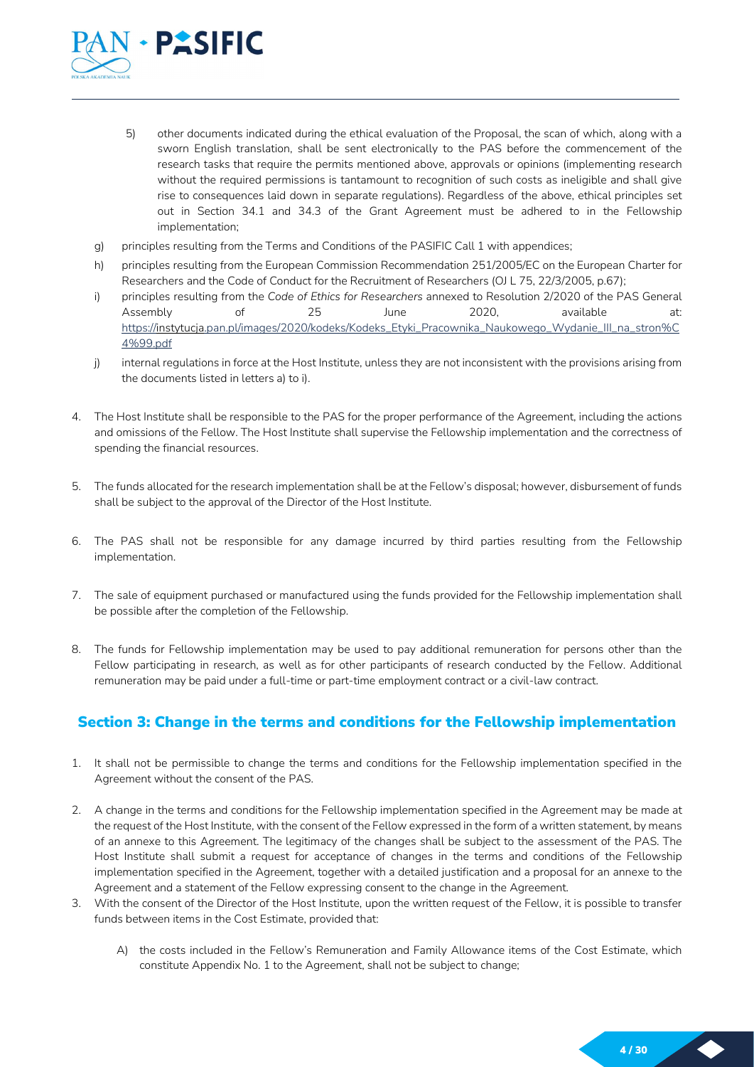5) other documents indicated during the ethical evaluation of the Proposal, the scan of which, along with a sworn English translation, shall be sent electronically to the PAS before the commencement of the research tasks that require the permits mentioned above, approvals or opinions (implementing research without the required permissions is tantamount to recognition of such costs as ineligible and shall give rise to consequences laid down in separate regulations). Regardless of the above, ethical principles set out in Section 34.1 and 34.3 of the Grant Agreement must be adhered to in the Fellowship implementation;

g) principles resulting from the Terms and Conditions of the PASIFIC Call 1 with appendices;

h) principles resulting from the European Commission Recommendation 251/2005/EC on the European Charter for Researchers and the Code of Conduct for the Recruitment of Researchers (OJ L 75, 22/3/2005, p.67);

i) principles resulting from the *Code of Ethics for Researchers* annexed to Resolution 2/2020 of the PAS General Assembly of 25 June 2020, available at: https://instytucja.pan.pl/images/2020/kodeks/Kodeks_Etyki_Pracownika_Naukowego_Wydanie_III_na_stron%C4%99.pdf

j) internal regulations in force at the Host Institute, unless they are not inconsistent with the provisions arising from the documents listed in letters a) to i).

4. The Host Institute shall be responsible to the PAS for the proper performance of the Agreement, including the actions and omissions of the Fellow. The Host Institute shall supervise the Fellowship implementation and the correctness of spending the financial resources.

5. The funds allocated for the research implementation shall be at the Fellow's disposal; however, disbursement of funds shall be subject to the approval of the Director of the Host Institute.

6. The PAS shall not be responsible for any damage incurred by third parties resulting from the Fellowship implementation.

7. The sale of equipment purchased or manufactured using the funds provided for the Fellowship implementation shall be possible after the completion of the Fellowship.

8. The funds for Fellowship implementation may be used to pay additional remuneration for persons other than the Fellow participating in research, as well as for other participants of research conducted by the Fellow. Additional remuneration may be paid under a full-time or part-time employment contract or a civil-law contract.

## Section 3: Change in the terms and conditions for the Fellowship implementation

1. It shall not be permissible to change the terms and conditions for the Fellowship implementation specified in the Agreement without the consent of the PAS.

2. A change in the terms and conditions for the Fellowship implementation specified in the Agreement may be made at the request of the Host Institute, with the consent of the Fellow expressed in the form of a written statement, by means of an annexe to this Agreement. The legitimacy of the changes shall be subject to the assessment of the PAS. The Host Institute shall submit a request for acceptance of changes in the terms and conditions of the Fellowship implementation specified in the Agreement, together with a detailed justification and a proposal for an annexe to the Agreement and a statement of the Fellow expressing consent to the change in the Agreement.

3. With the consent of the Director of the Host Institute, upon the written request of the Fellow, it is possible to transfer funds between items in the Cost Estimate, provided that:

   A) the costs included in the Fellow's Remuneration and Family Allowance items of the Cost Estimate, which constitute Appendix No. 1 to the Agreement, shall not be subject to change;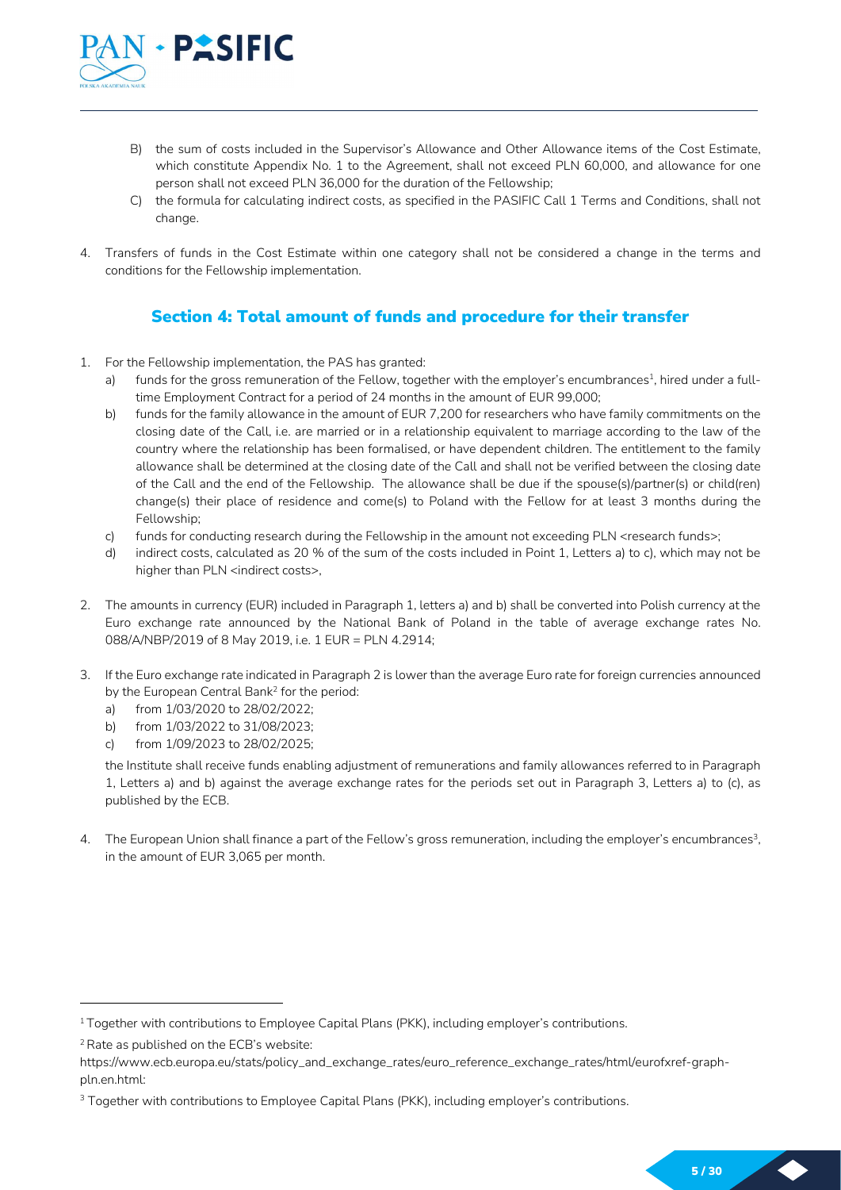B) the sum of costs included in the Supervisor's Allowance and Other Allowance items of the Cost Estimate, which constitute Appendix No. 1 to the Agreement, shall not exceed PLN 60,000, and allowance for one person shall not exceed PLN 36,000 for the duration of the Fellowship;

C) the formula for calculating indirect costs, as specified in the PASIFIC Call 1 Terms and Conditions, shall not change.

4. Transfers of funds in the Cost Estimate within one category shall not be considered a change in the terms and conditions for the Fellowship implementation.

## Section 4: Total amount of funds and procedure for their transfer

1. For the Fellowship implementation, the PAS has granted:
   a) funds for the gross remuneration of the Fellow, together with the employer's encumbrances[1], hired under a full-time Employment Contract for a period of 24 months in the amount of EUR 99,000;
   b) funds for the family allowance in the amount of EUR 7,200 for researchers who have family commitments on the closing date of the Call, i.e. are married or in a relationship equivalent to marriage according to the law of the country where the relationship has been formalised, or have dependent children. The entitlement to the family allowance shall be determined at the closing date of the Call and shall not be verified between the closing date of the Call and the end of the Fellowship. The allowance shall be due if the spouse(s)/partner(s) or child(ren) change(s) their place of residence and come(s) to Poland with the Fellow for at least 3 months during the Fellowship;
   c) funds for conducting research during the Fellowship in the amount not exceeding PLN <research funds>;
   d) indirect costs, calculated as 20 % of the sum of the costs included in Point 1, Letters a) to c), which may not be higher than PLN <indirect costs>,

2. The amounts in currency (EUR) included in Paragraph 1, letters a) and b) shall be converted into Polish currency at the Euro exchange rate announced by the National Bank of Poland in the table of average exchange rates No. 088/A/NBP/2019 of 8 May 2019, i.e. 1 EUR = PLN 4.2914;

3. If the Euro exchange rate indicated in Paragraph 2 is lower than the average Euro rate for foreign currencies announced by the European Central Bank[2] for the period:
   a) from 1/03/2020 to 28/02/2022;
   b) from 1/03/2022 to 31/08/2023;
   c) from 1/09/2023 to 28/02/2025;

   the Institute shall receive funds enabling adjustment of remunerations and family allowances referred to in Paragraph 1, Letters a) and b) against the average exchange rates for the periods set out in Paragraph 3, Letters a) to (c), as published by the ECB.

4. The European Union shall finance a part of the Fellow's gross remuneration, including the employer's encumbrances[3], in the amount of EUR 3,065 per month.

---

[1] Together with contributions to Employee Capital Plans (PKK), including employer's contributions.

[2] Rate as published on the ECB's website: https://www.ecb.europa.eu/stats/policy_and_exchange_rates/euro_reference_exchange_rates/html/eurofxref-graph-pln.en.html:

[3] Together with contributions to Employee Capital Plans (PKK), including employer's contributions.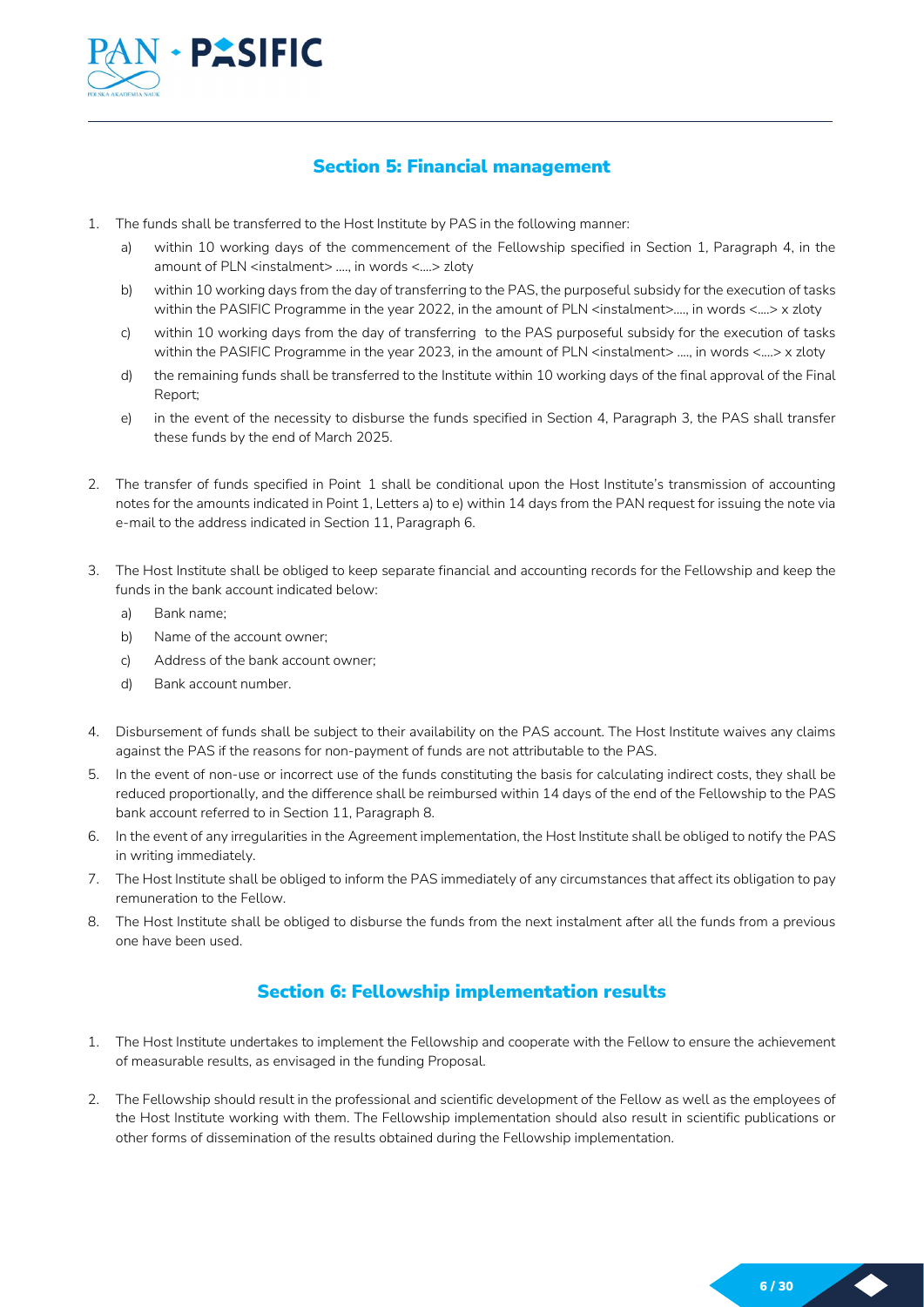## Section 5: Financial management

1. The funds shall be transferred to the Host Institute by PAS in the following manner:
   a) within 10 working days of the commencement of the Fellowship specified in Section 1, Paragraph 4, in the amount of PLN <instalment> …., in words <….> zloty
   b) within 10 working days from the day of transferring to the PAS, the purposeful subsidy for the execution of tasks within the PASIFIC Programme in the year 2022, in the amount of PLN <instalment>…., in words <….> x zloty
   c) within 10 working days from the day of transferring to the PAS purposeful subsidy for the execution of tasks within the PASIFIC Programme in the year 2023, in the amount of PLN <instalment> …., in words <….> x zloty
   d) the remaining funds shall be transferred to the Institute within 10 working days of the final approval of the Final Report;
   e) in the event of the necessity to disburse the funds specified in Section 4, Paragraph 3, the PAS shall transfer these funds by the end of March 2025.

2. The transfer of funds specified in Point 1 shall be conditional upon the Host Institute's transmission of accounting notes for the amounts indicated in Point 1, Letters a) to e) within 14 days from the PAN request for issuing the note via e-mail to the address indicated in Section 11, Paragraph 6.

3. The Host Institute shall be obliged to keep separate financial and accounting records for the Fellowship and keep the funds in the bank account indicated below:
   a) Bank name;
   b) Name of the account owner;
   c) Address of the bank account owner;
   d) Bank account number.

4. Disbursement of funds shall be subject to their availability on the PAS account. The Host Institute waives any claims against the PAS if the reasons for non-payment of funds are not attributable to the PAS.
5. In the event of non-use or incorrect use of the funds constituting the basis for calculating indirect costs, they shall be reduced proportionally, and the difference shall be reimbursed within 14 days of the end of the Fellowship to the PAS bank account referred to in Section 11, Paragraph 8.
6. In the event of any irregularities in the Agreement implementation, the Host Institute shall be obliged to notify the PAS in writing immediately.
7. The Host Institute shall be obliged to inform the PAS immediately of any circumstances that affect its obligation to pay remuneration to the Fellow.
8. The Host Institute shall be obliged to disburse the funds from the next instalment after all the funds from a previous one have been used.

## Section 6: Fellowship implementation results

1. The Host Institute undertakes to implement the Fellowship and cooperate with the Fellow to ensure the achievement of measurable results, as envisaged in the funding Proposal.

2. The Fellowship should result in the professional and scientific development of the Fellow as well as the employees of the Host Institute working with them. The Fellowship implementation should also result in scientific publications or other forms of dissemination of the results obtained during the Fellowship implementation.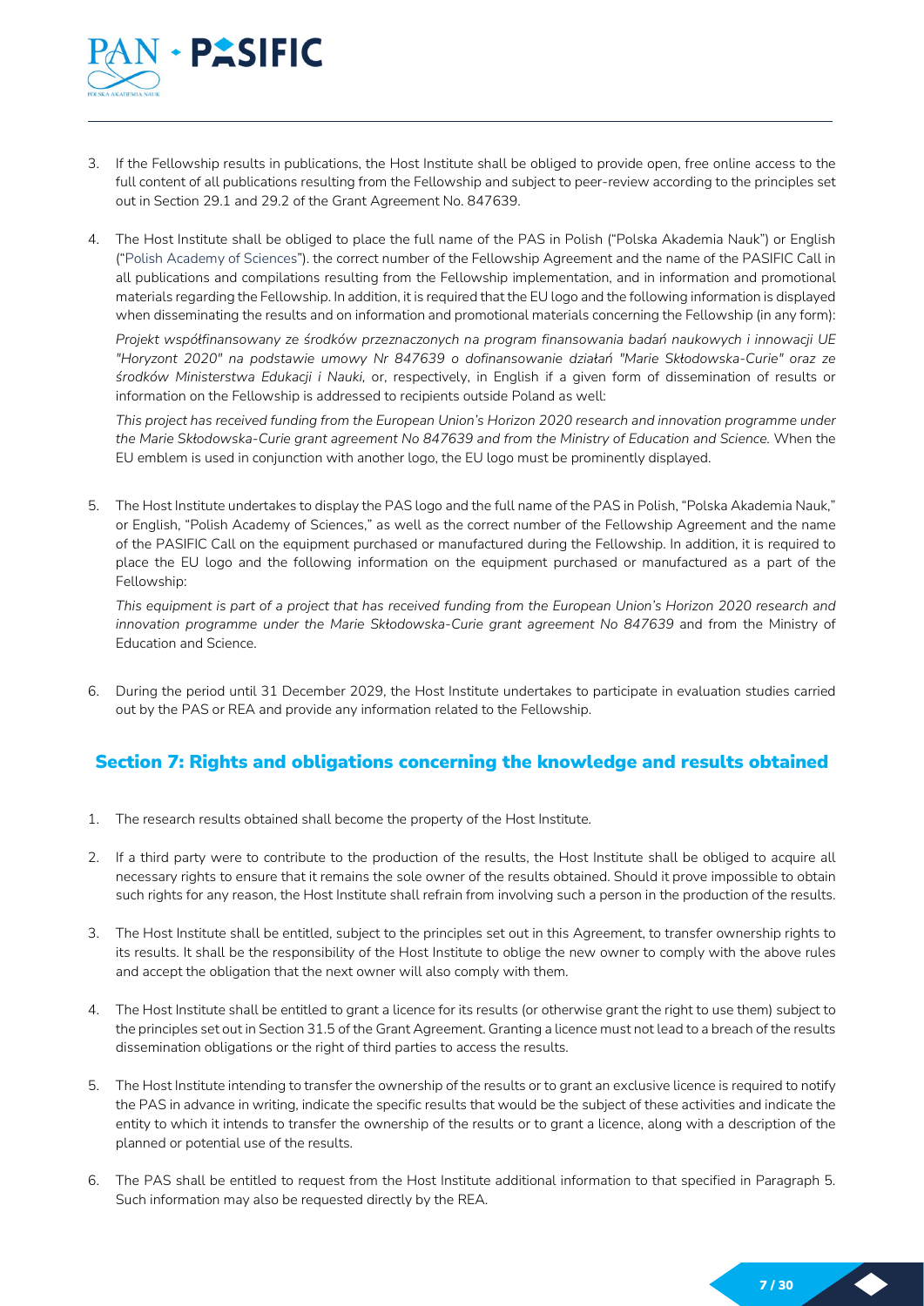3. If the Fellowship results in publications, the Host Institute shall be obliged to provide open, free online access to the full content of all publications resulting from the Fellowship and subject to peer-review according to the principles set out in Section 29.1 and 29.2 of the Grant Agreement No. 847639.

4. The Host Institute shall be obliged to place the full name of the PAS in Polish ("Polska Akademia Nauk") or English ("Polish Academy of Sciences"). the correct number of the Fellowship Agreement and the name of the PASIFIC Call in all publications and compilations resulting from the Fellowship implementation, and in information and promotional materials regarding the Fellowship. In addition, it is required that the EU logo and the following information is displayed when disseminating the results and on information and promotional materials concerning the Fellowship (in any form):

   *Projekt współfinansowany ze środków przeznaczonych na program finansowania badań naukowych i innowacji UE "Horyzont 2020" na podstawie umowy Nr 847639 o dofinansowanie działań "Marie Skłodowska-Curie" oraz ze środków Ministerstwa Edukacji i Nauki*, or, respectively, in English if a given form of dissemination of results or information on the Fellowship is addressed to recipients outside Poland as well:

   *This project has received funding from the European Union's Horizon 2020 research and innovation programme under the Marie Skłodowska-Curie grant agreement No 847639 and from the Ministry of Education and Science.* When the EU emblem is used in conjunction with another logo, the EU logo must be prominently displayed.

5. The Host Institute undertakes to display the PAS logo and the full name of the PAS in Polish, "Polska Akademia Nauk," or English, "Polish Academy of Sciences," as well as the correct number of the Fellowship Agreement and the name of the PASIFIC Call on the equipment purchased or manufactured during the Fellowship. In addition, it is required to place the EU logo and the following information on the equipment purchased or manufactured as a part of the Fellowship:

   *This equipment is part of a project that has received funding from the European Union's Horizon 2020 research and innovation programme under the Marie Skłodowska-Curie grant agreement No 847639* and from the Ministry of Education and Science.

6. During the period until 31 December 2029, the Host Institute undertakes to participate in evaluation studies carried out by the PAS or REA and provide any information related to the Fellowship.

## Section 7: Rights and obligations concerning the knowledge and results obtained

1. The research results obtained shall become the property of the Host Institute.

2. If a third party were to contribute to the production of the results, the Host Institute shall be obliged to acquire all necessary rights to ensure that it remains the sole owner of the results obtained. Should it prove impossible to obtain such rights for any reason, the Host Institute shall refrain from involving such a person in the production of the results.

3. The Host Institute shall be entitled, subject to the principles set out in this Agreement, to transfer ownership rights to its results. It shall be the responsibility of the Host Institute to oblige the new owner to comply with the above rules and accept the obligation that the next owner will also comply with them.

4. The Host Institute shall be entitled to grant a licence for its results (or otherwise grant the right to use them) subject to the principles set out in Section 31.5 of the Grant Agreement. Granting a licence must not lead to a breach of the results dissemination obligations or the right of third parties to access the results.

5. The Host Institute intending to transfer the ownership of the results or to grant an exclusive licence is required to notify the PAS in advance in writing, indicate the specific results that would be the subject of these activities and indicate the entity to which it intends to transfer the ownership of the results or to grant a licence, along with a description of the planned or potential use of the results.

6. The PAS shall be entitled to request from the Host Institute additional information to that specified in Paragraph 5. Such information may also be requested directly by the REA.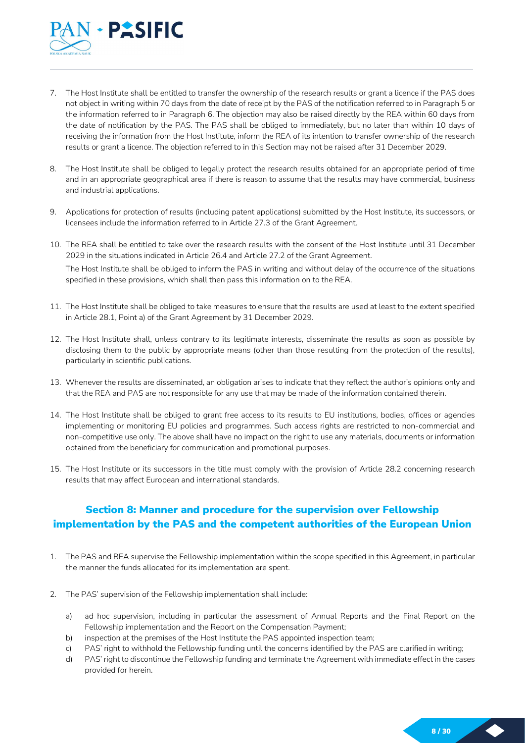7. The Host Institute shall be entitled to transfer the ownership of the research results or grant a licence if the PAS does not object in writing within 70 days from the date of receipt by the PAS of the notification referred to in Paragraph 5 or the information referred to in Paragraph 6. The objection may also be raised directly by the REA within 60 days from the date of notification by the PAS. The PAS shall be obliged to immediately, but no later than within 10 days of receiving the information from the Host Institute, inform the REA of its intention to transfer ownership of the research results or grant a licence. The objection referred to in this Section may not be raised after 31 December 2029.

8. The Host Institute shall be obliged to legally protect the research results obtained for an appropriate period of time and in an appropriate geographical area if there is reason to assume that the results may have commercial, business and industrial applications.

9. Applications for protection of results (including patent applications) submitted by the Host Institute, its successors, or licensees include the information referred to in Article 27.3 of the Grant Agreement.

10. The REA shall be entitled to take over the research results with the consent of the Host Institute until 31 December 2029 in the situations indicated in Article 26.4 and Article 27.2 of the Grant Agreement.

    The Host Institute shall be obliged to inform the PAS in writing and without delay of the occurrence of the situations specified in these provisions, which shall then pass this information on to the REA.

11. The Host Institute shall be obliged to take measures to ensure that the results are used at least to the extent specified in Article 28.1, Point a) of the Grant Agreement by 31 December 2029.

12. The Host Institute shall, unless contrary to its legitimate interests, disseminate the results as soon as possible by disclosing them to the public by appropriate means (other than those resulting from the protection of the results), particularly in scientific publications.

13. Whenever the results are disseminated, an obligation arises to indicate that they reflect the author's opinions only and that the REA and PAS are not responsible for any use that may be made of the information contained therein.

14. The Host Institute shall be obliged to grant free access to its results to EU institutions, bodies, offices or agencies implementing or monitoring EU policies and programmes. Such access rights are restricted to non-commercial and non-competitive use only. The above shall have no impact on the right to use any materials, documents or information obtained from the beneficiary for communication and promotional purposes.

15. The Host Institute or its successors in the title must comply with the provision of Article 28.2 concerning research results that may affect European and international standards.

## Section 8: Manner and procedure for the supervision over Fellowship implementation by the PAS and the competent authorities of the European Union

1. The PAS and REA supervise the Fellowship implementation within the scope specified in this Agreement, in particular the manner the funds allocated for its implementation are spent.

2. The PAS' supervision of the Fellowship implementation shall include:

    a) ad hoc supervision, including in particular the assessment of Annual Reports and the Final Report on the Fellowship implementation and the Report on the Compensation Payment;
    b) inspection at the premises of the Host Institute the PAS appointed inspection team;
    c) PAS' right to withhold the Fellowship funding until the concerns identified by the PAS are clarified in writing;
    d) PAS' right to discontinue the Fellowship funding and terminate the Agreement with immediate effect in the cases provided for herein.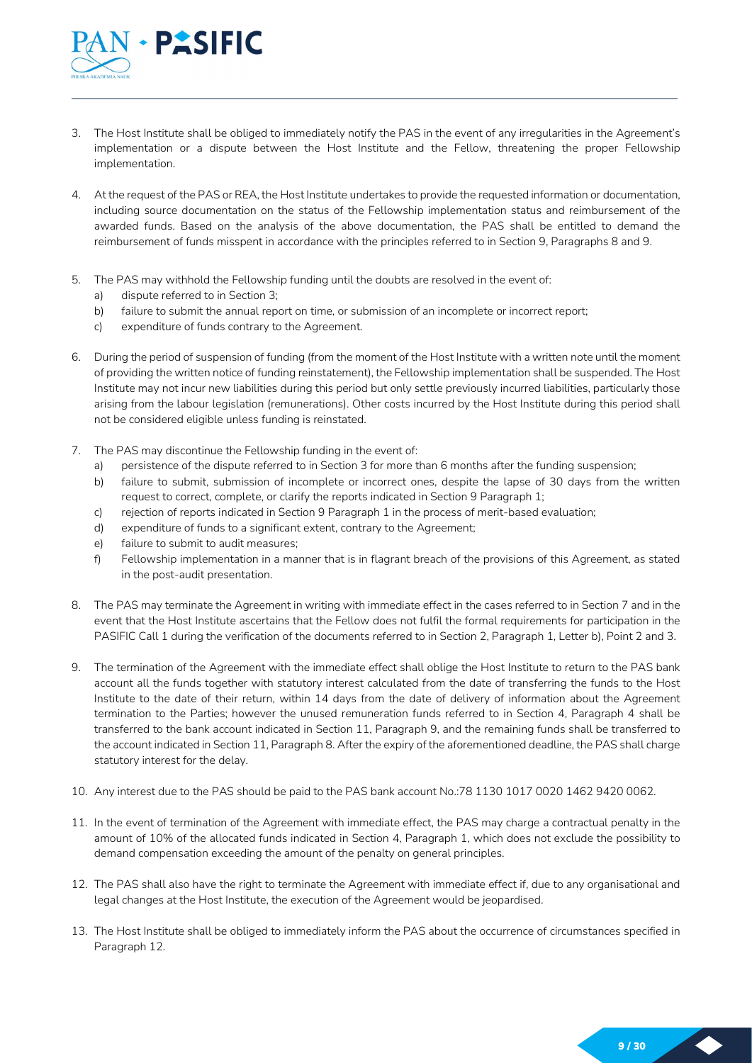3. The Host Institute shall be obliged to immediately notify the PAS in the event of any irregularities in the Agreement's implementation or a dispute between the Host Institute and the Fellow, threatening the proper Fellowship implementation.

4. At the request of the PAS or REA, the Host Institute undertakes to provide the requested information or documentation, including source documentation on the status of the Fellowship implementation status and reimbursement of the awarded funds. Based on the analysis of the above documentation, the PAS shall be entitled to demand the reimbursement of funds misspent in accordance with the principles referred to in Section 9, Paragraphs 8 and 9.

5. The PAS may withhold the Fellowship funding until the doubts are resolved in the event of:
   a) dispute referred to in Section 3;
   b) failure to submit the annual report on time, or submission of an incomplete or incorrect report;
   c) expenditure of funds contrary to the Agreement.

6. During the period of suspension of funding (from the moment of the Host Institute with a written note until the moment of providing the written notice of funding reinstatement), the Fellowship implementation shall be suspended. The Host Institute may not incur new liabilities during this period but only settle previously incurred liabilities, particularly those arising from the labour legislation (remunerations). Other costs incurred by the Host Institute during this period shall not be considered eligible unless funding is reinstated.

7. The PAS may discontinue the Fellowship funding in the event of:
   a) persistence of the dispute referred to in Section 3 for more than 6 months after the funding suspension;
   b) failure to submit, submission of incomplete or incorrect ones, despite the lapse of 30 days from the written request to correct, complete, or clarify the reports indicated in Section 9 Paragraph 1;
   c) rejection of reports indicated in Section 9 Paragraph 1 in the process of merit-based evaluation;
   d) expenditure of funds to a significant extent, contrary to the Agreement;
   e) failure to submit to audit measures;
   f) Fellowship implementation in a manner that is in flagrant breach of the provisions of this Agreement, as stated in the post-audit presentation.

8. The PAS may terminate the Agreement in writing with immediate effect in the cases referred to in Section 7 and in the event that the Host Institute ascertains that the Fellow does not fulfil the formal requirements for participation in the PASIFIC Call 1 during the verification of the documents referred to in Section 2, Paragraph 1, Letter b), Point 2 and 3.

9. The termination of the Agreement with the immediate effect shall oblige the Host Institute to return to the PAS bank account all the funds together with statutory interest calculated from the date of transferring the funds to the Host Institute to the date of their return, within 14 days from the date of delivery of information about the Agreement termination to the Parties; however the unused remuneration funds referred to in Section 4, Paragraph 4 shall be transferred to the bank account indicated in Section 11, Paragraph 9, and the remaining funds shall be transferred to the account indicated in Section 11, Paragraph 8. After the expiry of the aforementioned deadline, the PAS shall charge statutory interest for the delay.

10. Any interest due to the PAS should be paid to the PAS bank account No.:78 1130 1017 0020 1462 9420 0062.

11. In the event of termination of the Agreement with immediate effect, the PAS may charge a contractual penalty in the amount of 10% of the allocated funds indicated in Section 4, Paragraph 1, which does not exclude the possibility to demand compensation exceeding the amount of the penalty on general principles.

12. The PAS shall also have the right to terminate the Agreement with immediate effect if, due to any organisational and legal changes at the Host Institute, the execution of the Agreement would be jeopardised.

13. The Host Institute shall be obliged to immediately inform the PAS about the occurrence of circumstances specified in Paragraph 12.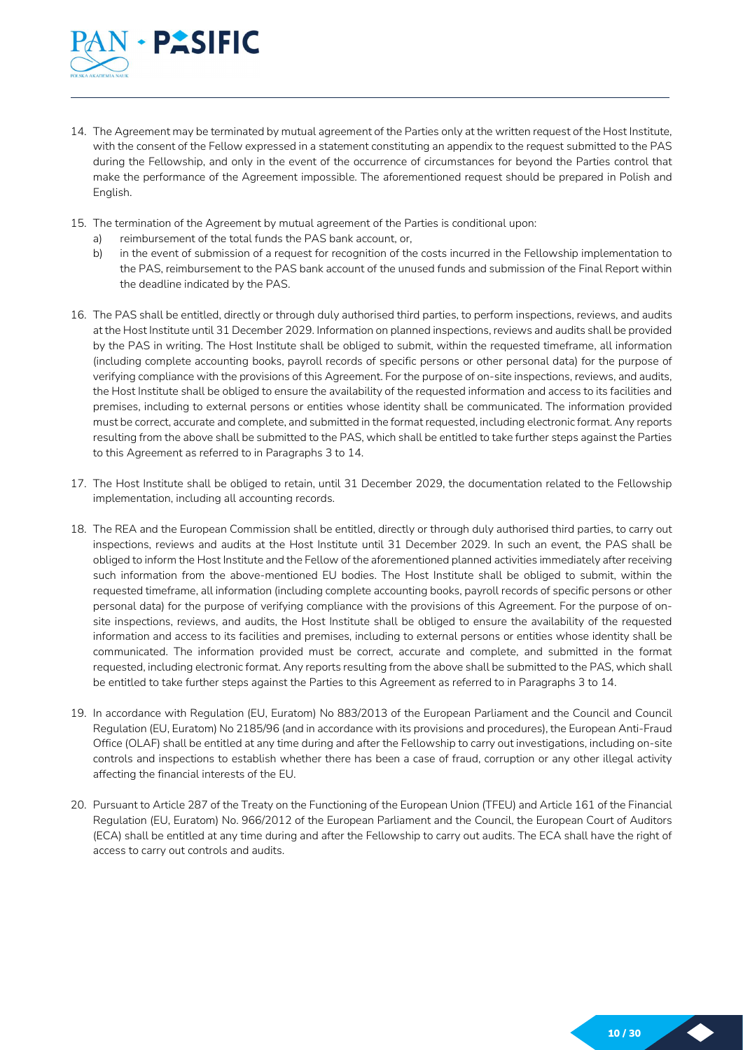14. The Agreement may be terminated by mutual agreement of the Parties only at the written request of the Host Institute, with the consent of the Fellow expressed in a statement constituting an appendix to the request submitted to the PAS during the Fellowship, and only in the event of the occurrence of circumstances for beyond the Parties control that make the performance of the Agreement impossible. The aforementioned request should be prepared in Polish and English.

15. The termination of the Agreement by mutual agreement of the Parties is conditional upon:
    a) reimbursement of the total funds the PAS bank account, or,
    b) in the event of submission of a request for recognition of the costs incurred in the Fellowship implementation to the PAS, reimbursement to the PAS bank account of the unused funds and submission of the Final Report within the deadline indicated by the PAS.

16. The PAS shall be entitled, directly or through duly authorised third parties, to perform inspections, reviews, and audits at the Host Institute until 31 December 2029. Information on planned inspections, reviews and audits shall be provided by the PAS in writing. The Host Institute shall be obliged to submit, within the requested timeframe, all information (including complete accounting books, payroll records of specific persons or other personal data) for the purpose of verifying compliance with the provisions of this Agreement. For the purpose of on-site inspections, reviews, and audits, the Host Institute shall be obliged to ensure the availability of the requested information and access to its facilities and premises, including to external persons or entities whose identity shall be communicated. The information provided must be correct, accurate and complete, and submitted in the format requested, including electronic format. Any reports resulting from the above shall be submitted to the PAS, which shall be entitled to take further steps against the Parties to this Agreement as referred to in Paragraphs 3 to 14.

17. The Host Institute shall be obliged to retain, until 31 December 2029, the documentation related to the Fellowship implementation, including all accounting records.

18. The REA and the European Commission shall be entitled, directly or through duly authorised third parties, to carry out inspections, reviews and audits at the Host Institute until 31 December 2029. In such an event, the PAS shall be obliged to inform the Host Institute and the Fellow of the aforementioned planned activities immediately after receiving such information from the above-mentioned EU bodies. The Host Institute shall be obliged to submit, within the requested timeframe, all information (including complete accounting books, payroll records of specific persons or other personal data) for the purpose of verifying compliance with the provisions of this Agreement. For the purpose of on-site inspections, reviews, and audits, the Host Institute shall be obliged to ensure the availability of the requested information and access to its facilities and premises, including to external persons or entities whose identity shall be communicated. The information provided must be correct, accurate and complete, and submitted in the format requested, including electronic format. Any reports resulting from the above shall be submitted to the PAS, which shall be entitled to take further steps against the Parties to this Agreement as referred to in Paragraphs 3 to 14.

19. In accordance with Regulation (EU, Euratom) No 883/2013 of the European Parliament and the Council and Council Regulation (EU, Euratom) No 2185/96 (and in accordance with its provisions and procedures), the European Anti-Fraud Office (OLAF) shall be entitled at any time during and after the Fellowship to carry out investigations, including on-site controls and inspections to establish whether there has been a case of fraud, corruption or any other illegal activity affecting the financial interests of the EU.

20. Pursuant to Article 287 of the Treaty on the Functioning of the European Union (TFEU) and Article 161 of the Financial Regulation (EU, Euratom) No. 966/2012 of the European Parliament and the Council, the European Court of Auditors (ECA) shall be entitled at any time during and after the Fellowship to carry out audits. The ECA shall have the right of access to carry out controls and audits.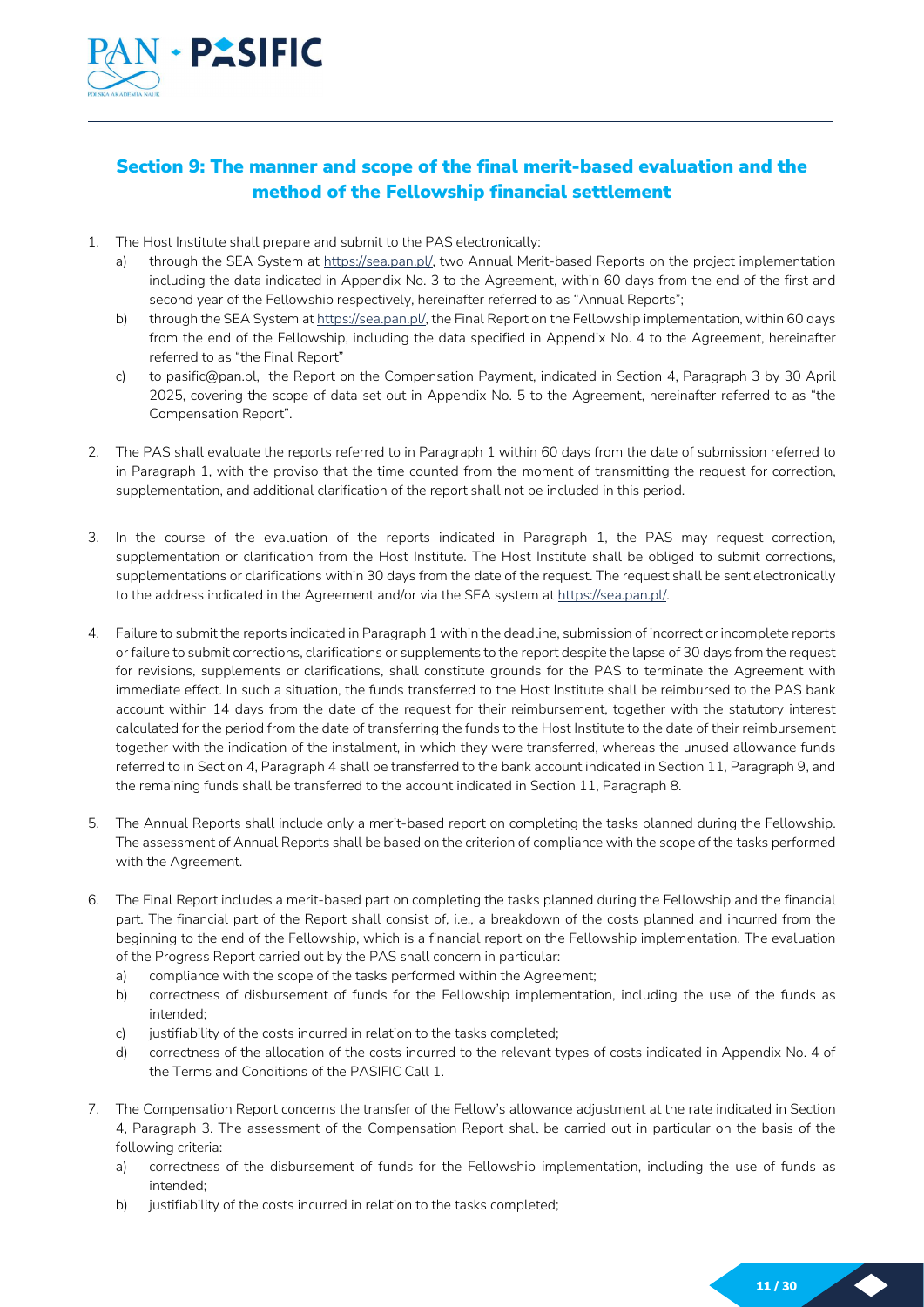## Section 9: The manner and scope of the final merit-based evaluation and the method of the Fellowship financial settlement

1. The Host Institute shall prepare and submit to the PAS electronically:
   a) through the SEA System at https://sea.pan.pl/, two Annual Merit-based Reports on the project implementation including the data indicated in Appendix No. 3 to the Agreement, within 60 days from the end of the first and second year of the Fellowship respectively, hereinafter referred to as "Annual Reports";
   b) through the SEA System at https://sea.pan.pl/, the Final Report on the Fellowship implementation, within 60 days from the end of the Fellowship, including the data specified in Appendix No. 4 to the Agreement, hereinafter referred to as "the Final Report"
   c) to pasific@pan.pl, the Report on the Compensation Payment, indicated in Section 4, Paragraph 3 by 30 April 2025, covering the scope of data set out in Appendix No. 5 to the Agreement, hereinafter referred to as "the Compensation Report".

2. The PAS shall evaluate the reports referred to in Paragraph 1 within 60 days from the date of submission referred to in Paragraph 1, with the proviso that the time counted from the moment of transmitting the request for correction, supplementation, and additional clarification of the report shall not be included in this period.

3. In the course of the evaluation of the reports indicated in Paragraph 1, the PAS may request correction, supplementation or clarification from the Host Institute. The Host Institute shall be obliged to submit corrections, supplementations or clarifications within 30 days from the date of the request. The request shall be sent electronically to the address indicated in the Agreement and/or via the SEA system at https://sea.pan.pl/.

4. Failure to submit the reports indicated in Paragraph 1 within the deadline, submission of incorrect or incomplete reports or failure to submit corrections, clarifications or supplements to the report despite the lapse of 30 days from the request for revisions, supplements or clarifications, shall constitute grounds for the PAS to terminate the Agreement with immediate effect. In such a situation, the funds transferred to the Host Institute shall be reimbursed to the PAS bank account within 14 days from the date of the request for their reimbursement, together with the statutory interest calculated for the period from the date of transferring the funds to the Host Institute to the date of their reimbursement together with the indication of the instalment, in which they were transferred, whereas the unused allowance funds referred to in Section 4, Paragraph 4 shall be transferred to the bank account indicated in Section 11, Paragraph 9, and the remaining funds shall be transferred to the account indicated in Section 11, Paragraph 8.

5. The Annual Reports shall include only a merit-based report on completing the tasks planned during the Fellowship. The assessment of Annual Reports shall be based on the criterion of compliance with the scope of the tasks performed with the Agreement.

6. The Final Report includes a merit-based part on completing the tasks planned during the Fellowship and the financial part. The financial part of the Report shall consist of, i.e., a breakdown of the costs planned and incurred from the beginning to the end of the Fellowship, which is a financial report on the Fellowship implementation. The evaluation of the Progress Report carried out by the PAS shall concern in particular:
   a) compliance with the scope of the tasks performed within the Agreement;
   b) correctness of disbursement of funds for the Fellowship implementation, including the use of the funds as intended;
   c) justifiability of the costs incurred in relation to the tasks completed;
   d) correctness of the allocation of the costs incurred to the relevant types of costs indicated in Appendix No. 4 of the Terms and Conditions of the PASIFIC Call 1.

7. The Compensation Report concerns the transfer of the Fellow's allowance adjustment at the rate indicated in Section 4, Paragraph 3. The assessment of the Compensation Report shall be carried out in particular on the basis of the following criteria:
   a) correctness of the disbursement of funds for the Fellowship implementation, including the use of funds as intended;
   b) justifiability of the costs incurred in relation to the tasks completed;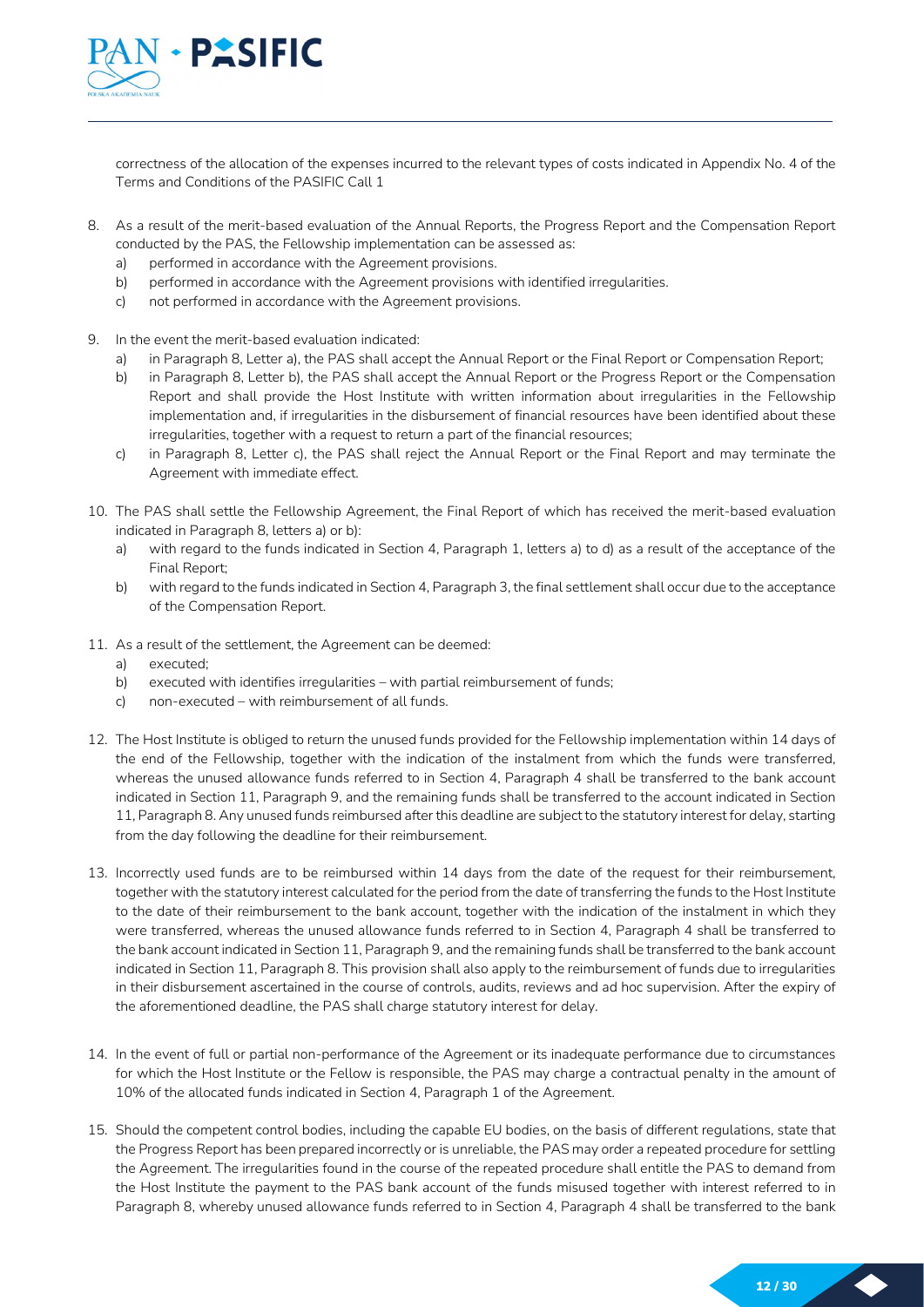correctness of the allocation of the expenses incurred to the relevant types of costs indicated in Appendix No. 4 of the Terms and Conditions of the PASIFIC Call 1

8. As a result of the merit-based evaluation of the Annual Reports, the Progress Report and the Compensation Report conducted by the PAS, the Fellowship implementation can be assessed as:
   a) performed in accordance with the Agreement provisions.
   b) performed in accordance with the Agreement provisions with identified irregularities.
   c) not performed in accordance with the Agreement provisions.

9. In the event the merit-based evaluation indicated:
   a) in Paragraph 8, Letter a), the PAS shall accept the Annual Report or the Final Report or Compensation Report;
   b) in Paragraph 8, Letter b), the PAS shall accept the Annual Report or the Progress Report or the Compensation Report and shall provide the Host Institute with written information about irregularities in the Fellowship implementation and, if irregularities in the disbursement of financial resources have been identified about these irregularities, together with a request to return a part of the financial resources;
   c) in Paragraph 8, Letter c), the PAS shall reject the Annual Report or the Final Report and may terminate the Agreement with immediate effect.

10. The PAS shall settle the Fellowship Agreement, the Final Report of which has received the merit-based evaluation indicated in Paragraph 8, letters a) or b):
    a) with regard to the funds indicated in Section 4, Paragraph 1, letters a) to d) as a result of the acceptance of the Final Report;
    b) with regard to the funds indicated in Section 4, Paragraph 3, the final settlement shall occur due to the acceptance of the Compensation Report.

11. As a result of the settlement, the Agreement can be deemed:
    a) executed;
    b) executed with identifies irregularities – with partial reimbursement of funds;
    c) non-executed – with reimbursement of all funds.

12. The Host Institute is obliged to return the unused funds provided for the Fellowship implementation within 14 days of the end of the Fellowship, together with the indication of the instalment from which the funds were transferred, whereas the unused allowance funds referred to in Section 4, Paragraph 4 shall be transferred to the bank account indicated in Section 11, Paragraph 9, and the remaining funds shall be transferred to the account indicated in Section 11, Paragraph 8. Any unused funds reimbursed after this deadline are subject to the statutory interest for delay, starting from the day following the deadline for their reimbursement.

13. Incorrectly used funds are to be reimbursed within 14 days from the date of the request for their reimbursement, together with the statutory interest calculated for the period from the date of transferring the funds to the Host Institute to the date of their reimbursement to the bank account, together with the indication of the instalment in which they were transferred, whereas the unused allowance funds referred to in Section 4, Paragraph 4 shall be transferred to the bank account indicated in Section 11, Paragraph 9, and the remaining funds shall be transferred to the bank account indicated in Section 11, Paragraph 8. This provision shall also apply to the reimbursement of funds due to irregularities in their disbursement ascertained in the course of controls, audits, reviews and ad hoc supervision. After the expiry of the aforementioned deadline, the PAS shall charge statutory interest for delay.

14. In the event of full or partial non-performance of the Agreement or its inadequate performance due to circumstances for which the Host Institute or the Fellow is responsible, the PAS may charge a contractual penalty in the amount of 10% of the allocated funds indicated in Section 4, Paragraph 1 of the Agreement.

15. Should the competent control bodies, including the capable EU bodies, on the basis of different regulations, state that the Progress Report has been prepared incorrectly or is unreliable, the PAS may order a repeated procedure for settling the Agreement. The irregularities found in the course of the repeated procedure shall entitle the PAS to demand from the Host Institute the payment to the PAS bank account of the funds misused together with interest referred to in Paragraph 8, whereby unused allowance funds referred to in Section 4, Paragraph 4 shall be transferred to the bank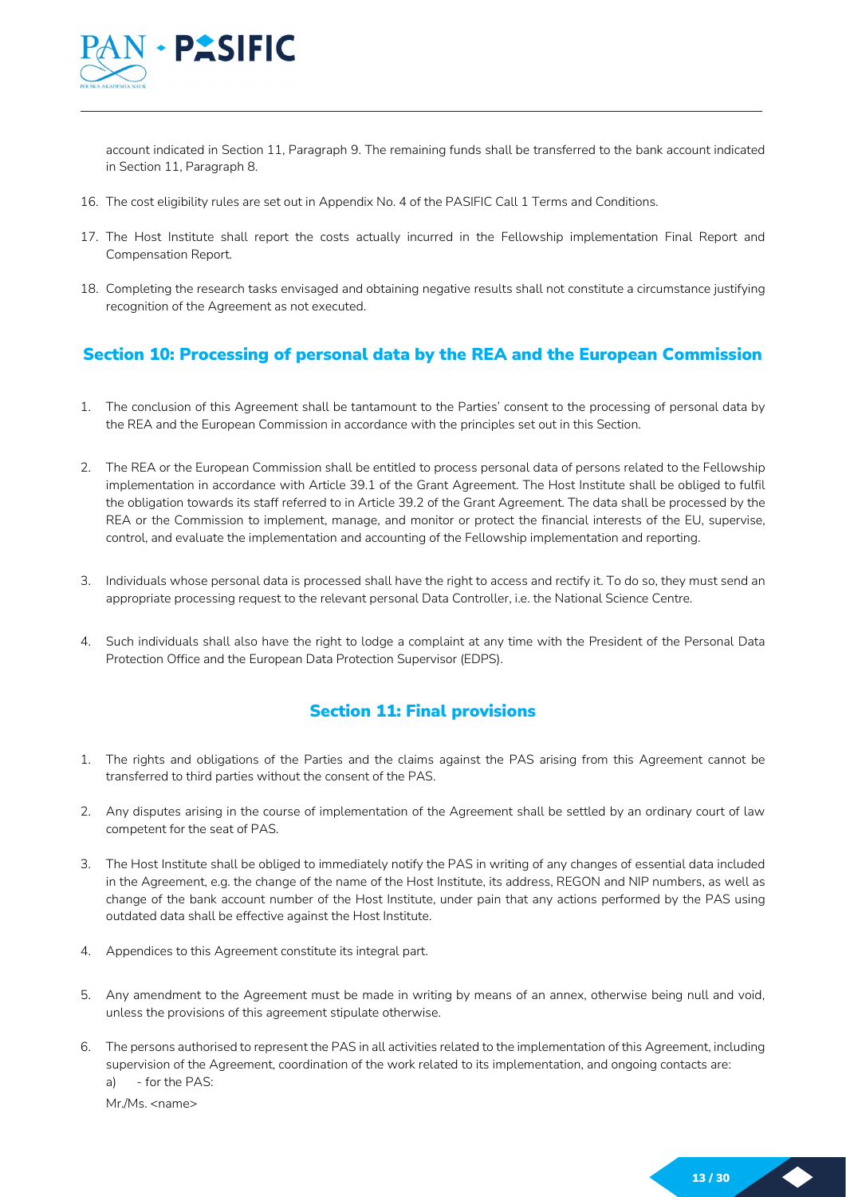account indicated in Section 11, Paragraph 9. The remaining funds shall be transferred to the bank account indicated in Section 11, Paragraph 8.

16. The cost eligibility rules are set out in Appendix No. 4 of the PASIFIC Call 1 Terms and Conditions.

17. The Host Institute shall report the costs actually incurred in the Fellowship implementation Final Report and Compensation Report.

18. Completing the research tasks envisaged and obtaining negative results shall not constitute a circumstance justifying recognition of the Agreement as not executed.

## Section 10: Processing of personal data by the REA and the European Commission

1. The conclusion of this Agreement shall be tantamount to the Parties' consent to the processing of personal data by the REA and the European Commission in accordance with the principles set out in this Section.

2. The REA or the European Commission shall be entitled to process personal data of persons related to the Fellowship implementation in accordance with Article 39.1 of the Grant Agreement. The Host Institute shall be obliged to fulfil the obligation towards its staff referred to in Article 39.2 of the Grant Agreement. The data shall be processed by the REA or the Commission to implement, manage, and monitor or protect the financial interests of the EU, supervise, control, and evaluate the implementation and accounting of the Fellowship implementation and reporting.

3. Individuals whose personal data is processed shall have the right to access and rectify it. To do so, they must send an appropriate processing request to the relevant personal Data Controller, i.e. the National Science Centre.

4. Such individuals shall also have the right to lodge a complaint at any time with the President of the Personal Data Protection Office and the European Data Protection Supervisor (EDPS).

## Section 11: Final provisions

1. The rights and obligations of the Parties and the claims against the PAS arising from this Agreement cannot be transferred to third parties without the consent of the PAS.

2. Any disputes arising in the course of implementation of the Agreement shall be settled by an ordinary court of law competent for the seat of PAS.

3. The Host Institute shall be obliged to immediately notify the PAS in writing of any changes of essential data included in the Agreement, e.g. the change of the name of the Host Institute, its address, REGON and NIP numbers, as well as change of the bank account number of the Host Institute, under pain that any actions performed by the PAS using outdated data shall be effective against the Host Institute.

4. Appendices to this Agreement constitute its integral part.

5. Any amendment to the Agreement must be made in writing by means of an annex, otherwise being null and void, unless the provisions of this agreement stipulate otherwise.

6. The persons authorised to represent the PAS in all activities related to the implementation of this Agreement, including supervision of the Agreement, coordination of the work related to its implementation, and ongoing contacts are:

   a) - for the PAS:

   Mr./Ms. <name>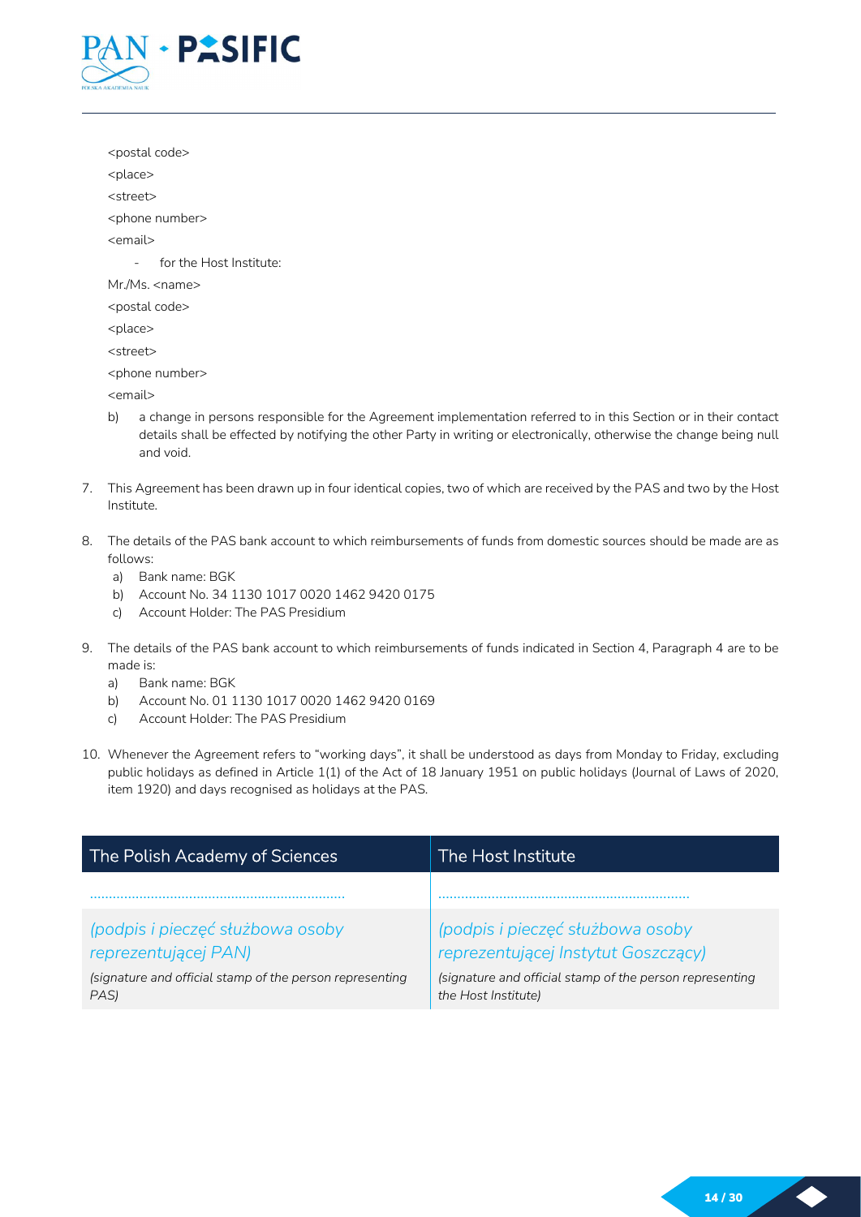<postal code>

<place>

<street>

<phone number>

<email>

- for the Host Institute:

Mr./Ms. <name>

<postal code>

<place>

<street>

<phone number>

<email>

b) a change in persons responsible for the Agreement implementation referred to in this Section or in their contact details shall be effected by notifying the other Party in writing or electronically, otherwise the change being null and void.

7. This Agreement has been drawn up in four identical copies, two of which are received by the PAS and two by the Host Institute.

8. The details of the PAS bank account to which reimbursements of funds from domestic sources should be made are as follows:
   a) Bank name: BGK
   b) Account No. 34 1130 1017 0020 1462 9420 0175
   c) Account Holder: The PAS Presidium

9. The details of the PAS bank account to which reimbursements of funds indicated in Section 4, Paragraph 4 are to be made is:
   a) Bank name: BGK
   b) Account No. 01 1130 1017 0020 1462 9420 0169
   c) Account Holder: The PAS Presidium

10. Whenever the Agreement refers to "working days", it shall be understood as days from Monday to Friday, excluding public holidays as defined in Article 1(1) of the Act of 18 January 1951 on public holidays (Journal of Laws of 2020, item 1920) and days recognised as holidays at the PAS.

| The Polish Academy of Sciences | The Host Institute |
|---|---|
| ................................................................. | ................................................................. |
| *(podpis i pieczęć służbowa osoby reprezentującej PAN)* | *(podpis i pieczęć służbowa osoby reprezentującej Instytut Goszczący)* |
| *(signature and official stamp of the person representing PAS)* | *(signature and official stamp of the person representing the Host Institute)* |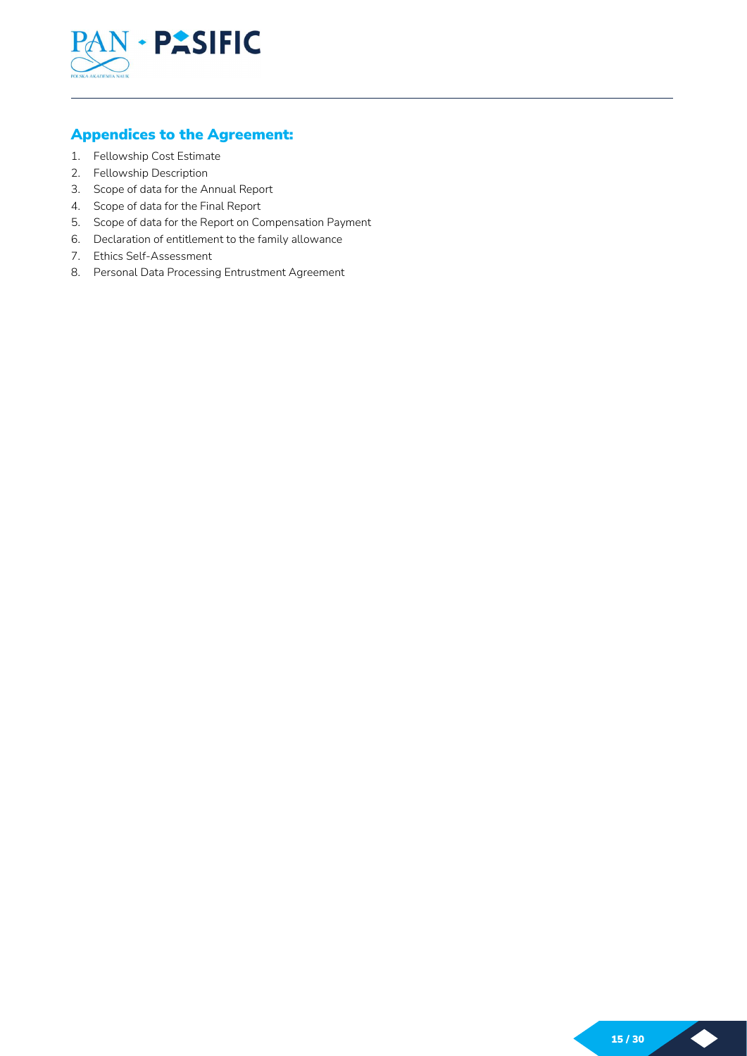## Appendices to the Agreement:

1. Fellowship Cost Estimate
2. Fellowship Description
3. Scope of data for the Annual Report
4. Scope of data for the Final Report
5. Scope of data for the Report on Compensation Payment
6. Declaration of entitlement to the family allowance
7. Ethics Self-Assessment
8. Personal Data Processing Entrustment Agreement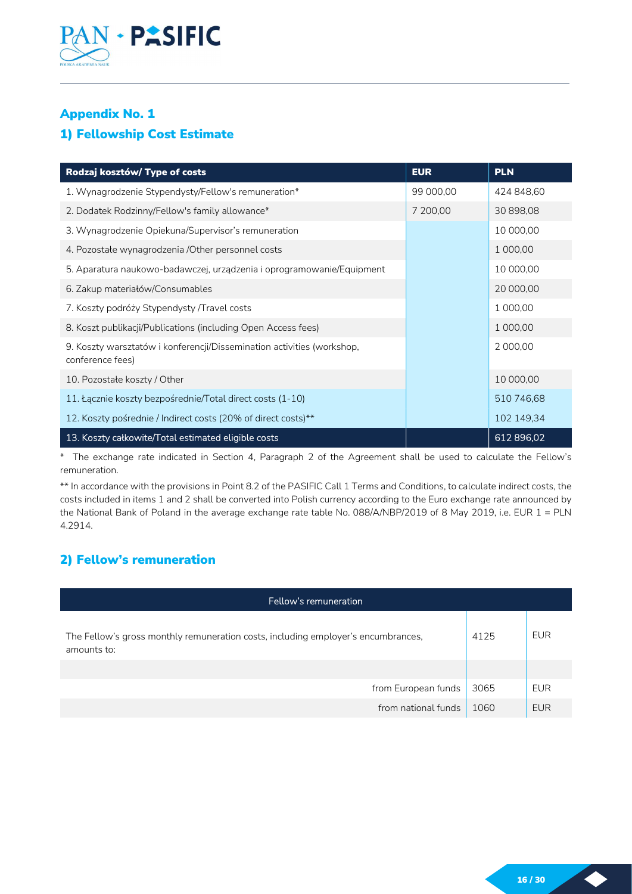## Appendix No. 1

## 1) Fellowship Cost Estimate

| Rodzaj kosztów/ Type of costs | EUR | PLN |
|---|---|---|
| 1. Wynagrodzenie Stypendysty/Fellow's remuneration* | 99 000,00 | 424 848,60 |
| 2. Dodatek Rodzinny/Fellow's family allowance* | 7 200,00 | 30 898,08 |
| 3. Wynagrodzenie Opiekuna/Supervisor's remuneration | | 10 000,00 |
| 4. Pozostałe wynagrodzenia /Other personnel costs | | 1 000,00 |
| 5. Aparatura naukowo-badawczej, urządzenia i oprogramowanie/Equipment | | 10 000,00 |
| 6. Zakup materiałów/Consumables | | 20 000,00 |
| 7. Koszty podróży Stypendysty /Travel costs | | 1 000,00 |
| 8. Koszt publikacji/Publications (including Open Access fees) | | 1 000,00 |
| 9. Koszty warsztatów i konferencji/Dissemination activities (workshop, conference fees) | | 2 000,00 |
| 10. Pozostałe koszty / Other | | 10 000,00 |
| 11. Łącznie koszty bezpośrednie/Total direct costs (1-10) | | 510 746,68 |
| 12. Koszty pośrednie / Indirect costs (20% of direct costs)** | | 102 149,34 |
| 13. Koszty całkowite/Total estimated eligible costs | | 612 896,02 |

* The exchange rate indicated in Section 4, Paragraph 2 of the Agreement shall be used to calculate the Fellow's remuneration.

** In accordance with the provisions in Point 8.2 of the PASIFIC Call 1 Terms and Conditions, to calculate indirect costs, the costs included in items 1 and 2 shall be converted into Polish currency according to the Euro exchange rate announced by the National Bank of Poland in the average exchange rate table No. 088/A/NBP/2019 of 8 May 2019, i.e. EUR 1 = PLN 4.2914.

## 2) Fellow's remuneration

| Fellow's remuneration | | |
|---|---|---|
| The Fellow's gross monthly remuneration costs, including employer's encumbrances, amounts to: | 4125 | EUR |
| | | |
| from European funds | 3065 | EUR |
| from national funds | 1060 | EUR |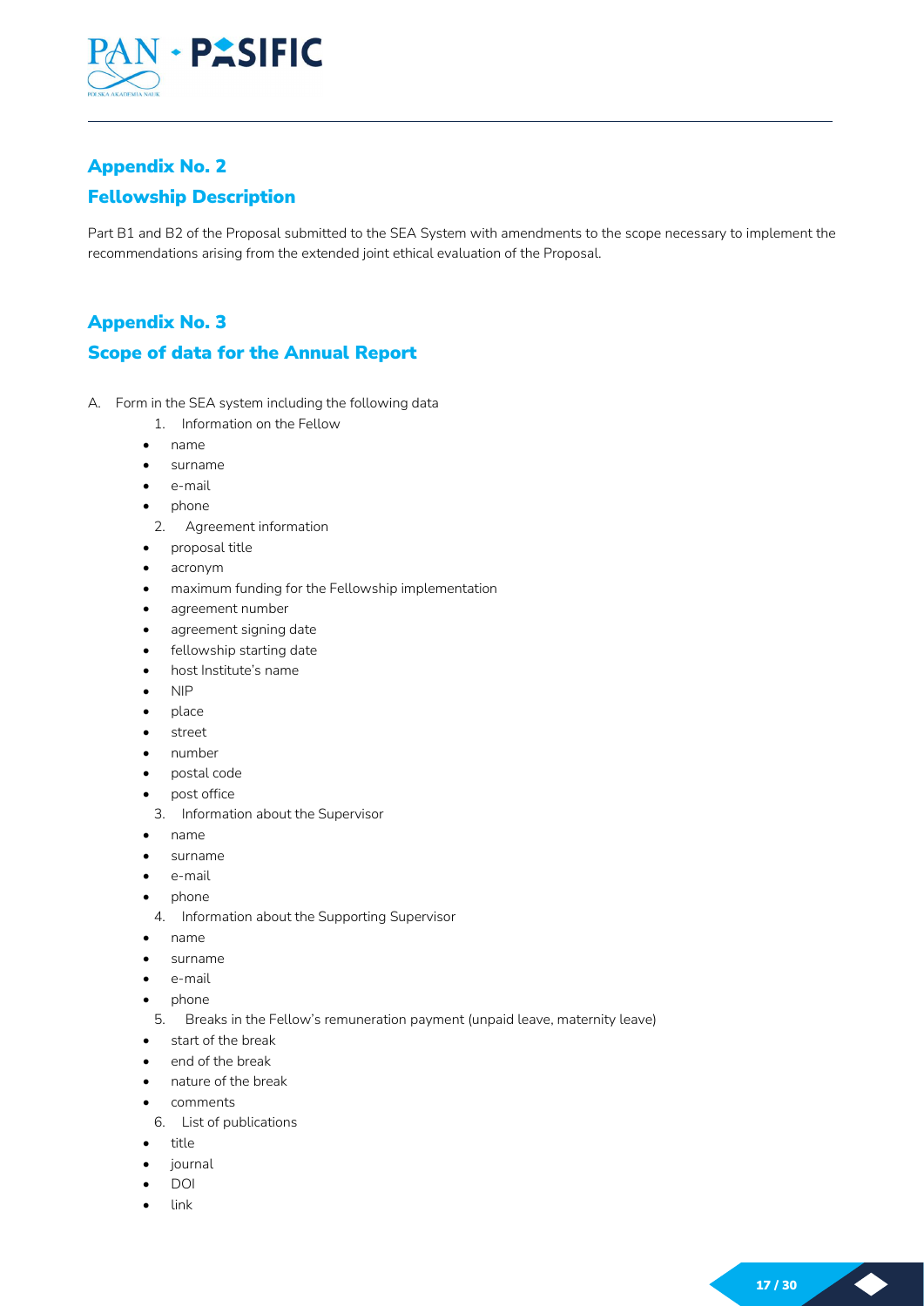## Appendix No. 2

## Fellowship Description

Part B1 and B2 of the Proposal submitted to the SEA System with amendments to the scope necessary to implement the recommendations arising from the extended joint ethical evaluation of the Proposal.

## Appendix No. 3

## Scope of data for the Annual Report

A. Form in the SEA system including the following data

1. Information on the Fellow
   - name
   - surname
   - e-mail
   - phone
2. Agreement information
   - proposal title
   - acronym
   - maximum funding for the Fellowship implementation
   - agreement number
   - agreement signing date
   - fellowship starting date
   - host Institute's name
   - NIP
   - place
   - street
   - number
   - postal code
   - post office
3. Information about the Supervisor
   - name
   - surname
   - e-mail
   - phone
4. Information about the Supporting Supervisor
   - name
   - surname
   - e-mail
   - phone
5. Breaks in the Fellow's remuneration payment (unpaid leave, maternity leave)
   - start of the break
   - end of the break
   - nature of the break
   - comments
6. List of publications
   - title
   - journal
   - DOI
   - link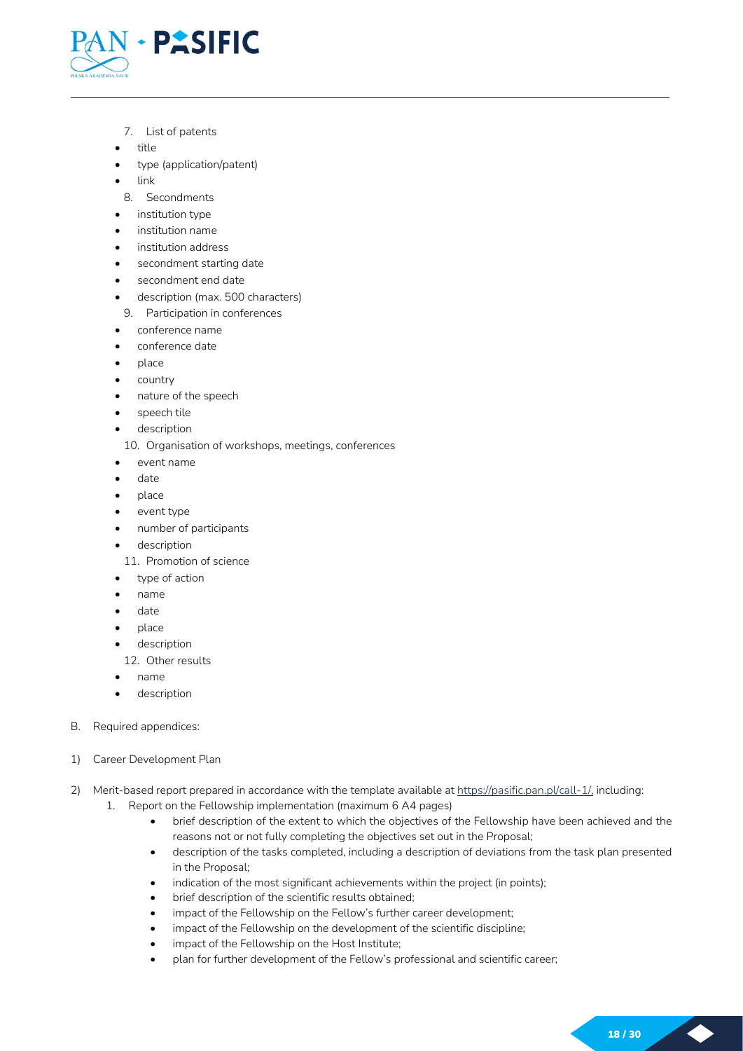7. List of patents

- title
- type (application/patent)
- link

8. Secondments

- institution type
- institution name
- institution address
- secondment starting date
- secondment end date
- description (max. 500 characters)

9. Participation in conferences

- conference name
- conference date
- place
- country
- nature of the speech
- speech tile
- description

10. Organisation of workshops, meetings, conferences

- event name
- date
- place
- event type
- number of participants
- description

11. Promotion of science

- type of action
- name
- date
- place
- description

12. Other results

- name
- description

B. Required appendices:

1) Career Development Plan

2) Merit-based report prepared in accordance with the template available at https://pasific.pan.pl/call-1/, including:
   1. Report on the Fellowship implementation (maximum 6 A4 pages)
      - brief description of the extent to which the objectives of the Fellowship have been achieved and the reasons not or not fully completing the objectives set out in the Proposal;
      - description of the tasks completed, including a description of deviations from the task plan presented in the Proposal;
      - indication of the most significant achievements within the project (in points);
      - brief description of the scientific results obtained;
      - impact of the Fellowship on the Fellow's further career development;
      - impact of the Fellowship on the development of the scientific discipline;
      - impact of the Fellowship on the Host Institute;
      - plan for further development of the Fellow's professional and scientific career;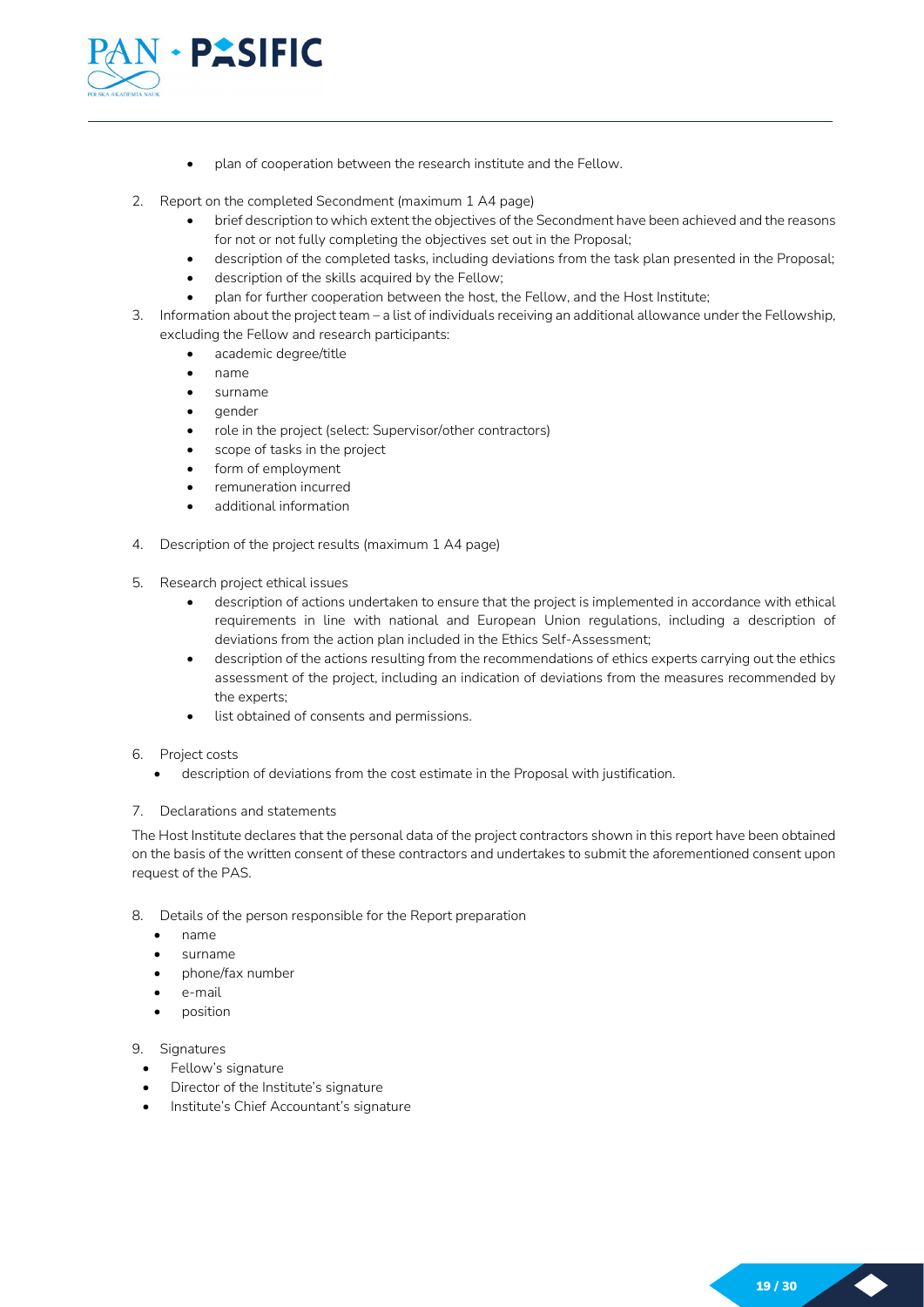- plan of cooperation between the research institute and the Fellow.

2. Report on the completed Secondment (maximum 1 A4 page)
   - brief description to which extent the objectives of the Secondment have been achieved and the reasons for not or not fully completing the objectives set out in the Proposal;
   - description of the completed tasks, including deviations from the task plan presented in the Proposal;
   - description of the skills acquired by the Fellow;
   - plan for further cooperation between the host, the Fellow, and the Host Institute;
3. Information about the project team – a list of individuals receiving an additional allowance under the Fellowship, excluding the Fellow and research participants:
   - academic degree/title
   - name
   - surname
   - gender
   - role in the project (select: Supervisor/other contractors)
   - scope of tasks in the project
   - form of employment
   - remuneration incurred
   - additional information

4. Description of the project results (maximum 1 A4 page)

5. Research project ethical issues
   - description of actions undertaken to ensure that the project is implemented in accordance with ethical requirements in line with national and European Union regulations, including a description of deviations from the action plan included in the Ethics Self-Assessment;
   - description of the actions resulting from the recommendations of ethics experts carrying out the ethics assessment of the project, including an indication of deviations from the measures recommended by the experts;
   - list obtained of consents and permissions.

6. Project costs
   - description of deviations from the cost estimate in the Proposal with justification.

7. Declarations and statements

The Host Institute declares that the personal data of the project contractors shown in this report have been obtained on the basis of the written consent of these contractors and undertakes to submit the aforementioned consent upon request of the PAS.

8. Details of the person responsible for the Report preparation
   - name
   - surname
   - phone/fax number
   - e-mail
   - position

9. Signatures
   - Fellow's signature
   - Director of the Institute's signature
   - Institute's Chief Accountant's signature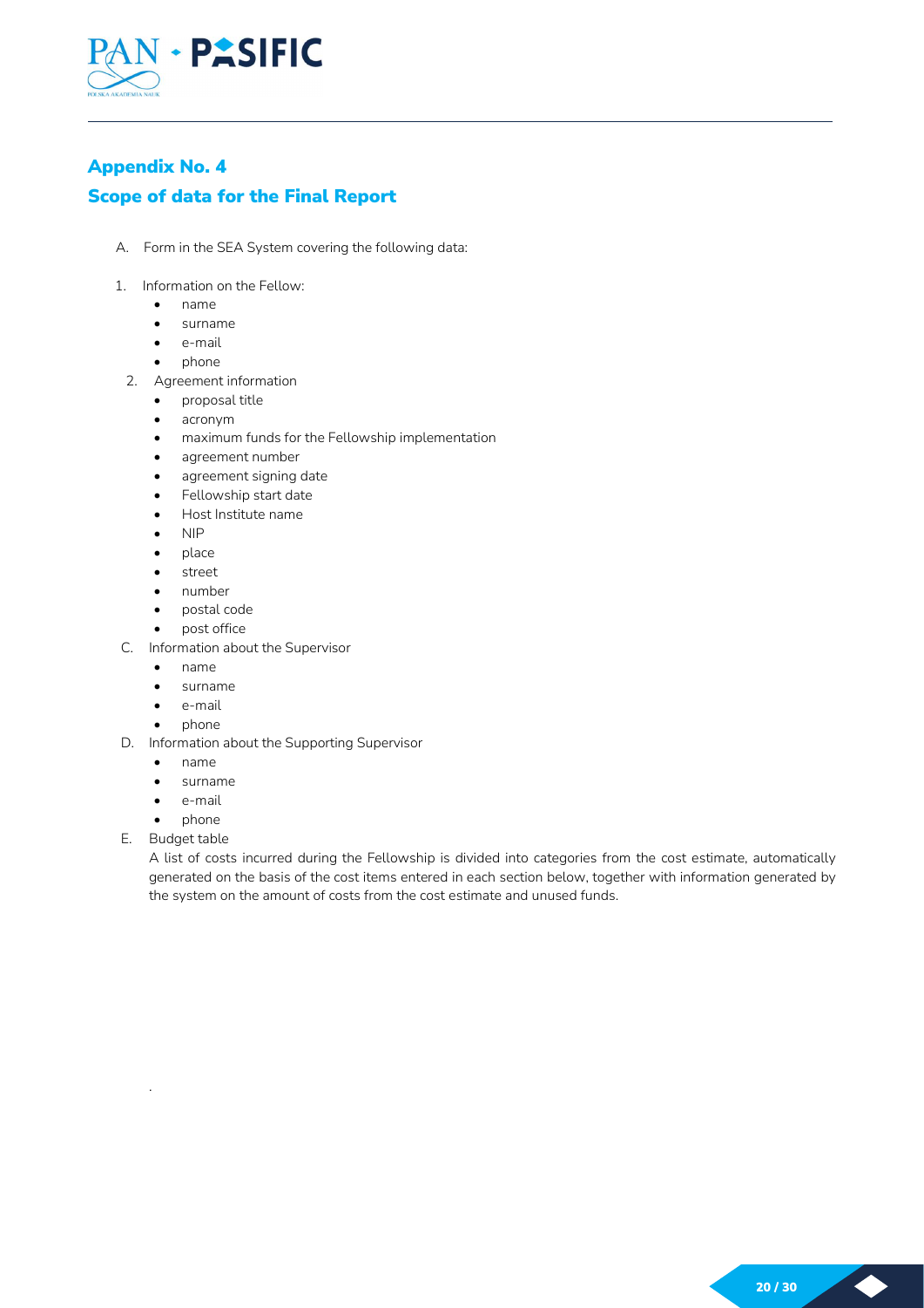## Appendix No. 4

## Scope of data for the Final Report

A. Form in the SEA System covering the following data:

1. Information on the Fellow:
   - name
   - surname
   - e-mail
   - phone
2. Agreement information
   - proposal title
   - acronym
   - maximum funds for the Fellowship implementation
   - agreement number
   - agreement signing date
   - Fellowship start date
   - Host Institute name
   - NIP
   - place
   - street
   - number
   - postal code
   - post office

C. Information about the Supervisor
   - name
   - surname
   - e-mail
   - phone

D. Information about the Supporting Supervisor
   - name
   - surname
   - e-mail
   - phone

E. Budget table

A list of costs incurred during the Fellowship is divided into categories from the cost estimate, automatically generated on the basis of the cost items entered in each section below, together with information generated by the system on the amount of costs from the cost estimate and unused funds.

.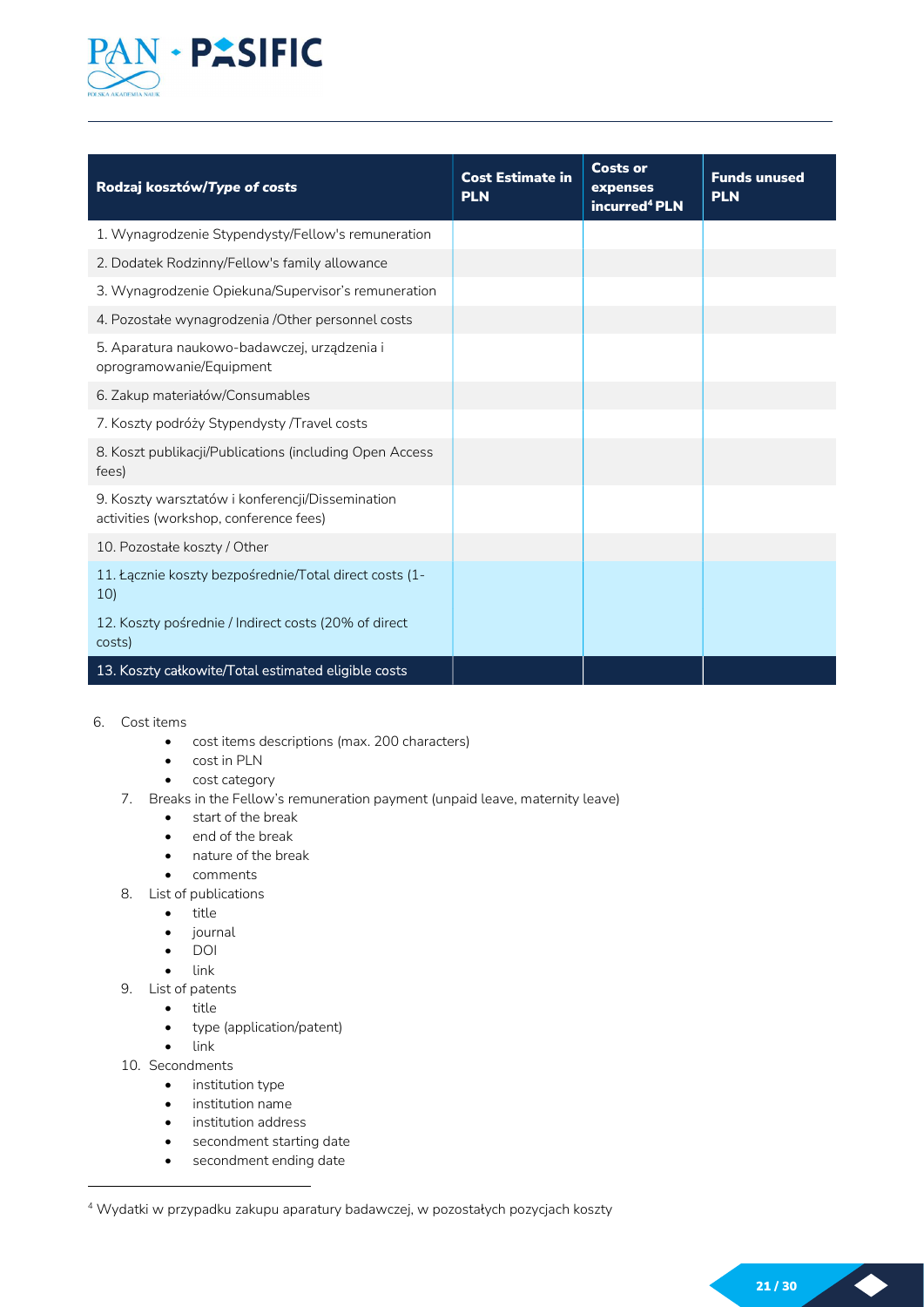| Rodzaj kosztów/*Type of costs* | Cost Estimate in PLN | Costs or expenses incurred[4] PLN | Funds unused PLN |
|---|---|---|---|
| 1. Wynagrodzenie Stypendysty/Fellow's remuneration | | | |
| 2. Dodatek Rodzinny/Fellow's family allowance | | | |
| 3. Wynagrodzenie Opiekuna/Supervisor's remuneration | | | |
| 4. Pozostałe wynagrodzenia /Other personnel costs | | | |
| 5. Aparatura naukowo-badawczej, urządzenia i oprogramowanie/Equipment | | | |
| 6. Zakup materiałów/Consumables | | | |
| 7. Koszty podróży Stypendysty /Travel costs | | | |
| 8. Koszt publikacji/Publications (including Open Access fees) | | | |
| 9. Koszty warsztatów i konferencji/Dissemination activities (workshop, conference fees) | | | |
| 10. Pozostałe koszty / Other | | | |
| 11. Łącznie koszty bezpośrednie/Total direct costs (1-10) | | | |
| 12. Koszty pośrednie / Indirect costs (20% of direct costs) | | | |
| 13. Koszty całkowite/Total estimated eligible costs | | | |

6. Cost items
   - cost items descriptions (max. 200 characters)
   - cost in PLN
   - cost category
7. Breaks in the Fellow's remuneration payment (unpaid leave, maternity leave)
   - start of the break
   - end of the break
   - nature of the break
   - comments
8. List of publications
   - title
   - journal
   - DOI
   - link
9. List of patents
   - title
   - type (application/patent)
   - link
10. Secondments
    - institution type
    - institution name
    - institution address
    - secondment starting date
    - secondment ending date

[4] Wydatki w przypadku zakupu aparatury badawczej, w pozostałych pozycjach koszty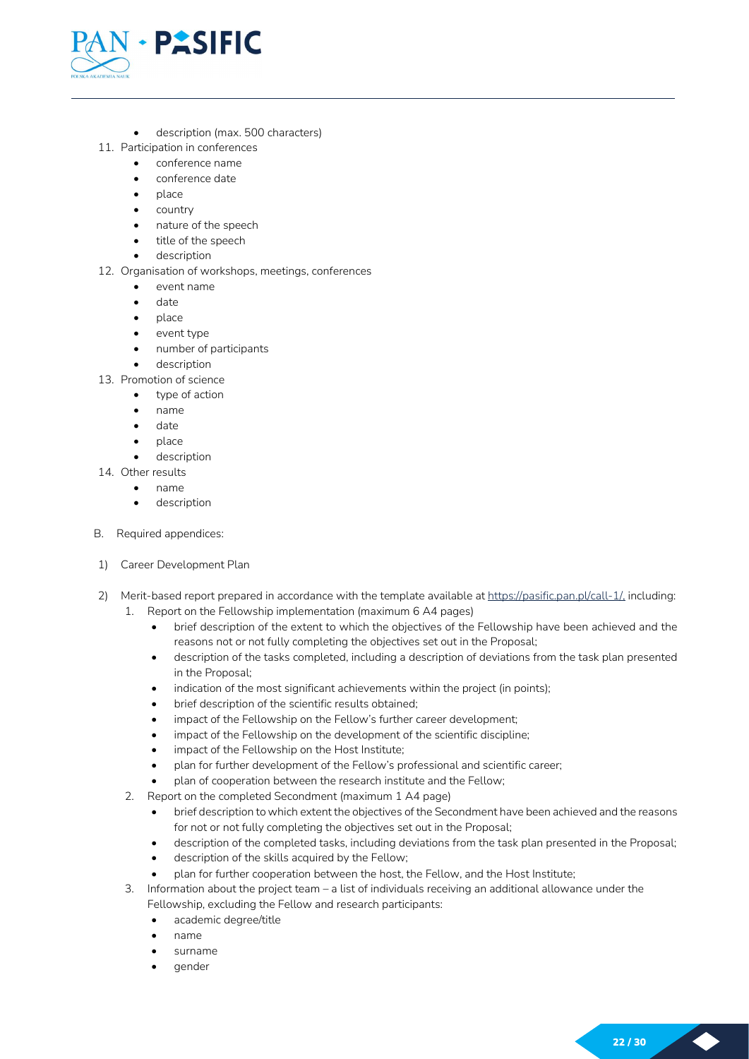- description (max. 500 characters)

11. Participation in conferences
    - conference name
    - conference date
    - place
    - country
    - nature of the speech
    - title of the speech
    - description
12. Organisation of workshops, meetings, conferences
    - event name
    - date
    - place
    - event type
    - number of participants
    - description
13. Promotion of science
    - type of action
    - name
    - date
    - place
    - description
14. Other results
    - name
    - description

B. Required appendices:

1) Career Development Plan

2) Merit-based report prepared in accordance with the template available at https://pasific.pan.pl/call-1/, including:
   1. Report on the Fellowship implementation (maximum 6 A4 pages)
      - brief description of the extent to which the objectives of the Fellowship have been achieved and the reasons not or not fully completing the objectives set out in the Proposal;
      - description of the tasks completed, including a description of deviations from the task plan presented in the Proposal;
      - indication of the most significant achievements within the project (in points);
      - brief description of the scientific results obtained;
      - impact of the Fellowship on the Fellow's further career development;
      - impact of the Fellowship on the development of the scientific discipline;
      - impact of the Fellowship on the Host Institute;
      - plan for further development of the Fellow's professional and scientific career;
      - plan of cooperation between the research institute and the Fellow;
   2. Report on the completed Secondment (maximum 1 A4 page)
      - brief description to which extent the objectives of the Secondment have been achieved and the reasons for not or not fully completing the objectives set out in the Proposal;
      - description of the completed tasks, including deviations from the task plan presented in the Proposal;
      - description of the skills acquired by the Fellow;
      - plan for further cooperation between the host, the Fellow, and the Host Institute;
   3. Information about the project team – a list of individuals receiving an additional allowance under the Fellowship, excluding the Fellow and research participants:
      - academic degree/title
      - name
      - surname
      - gender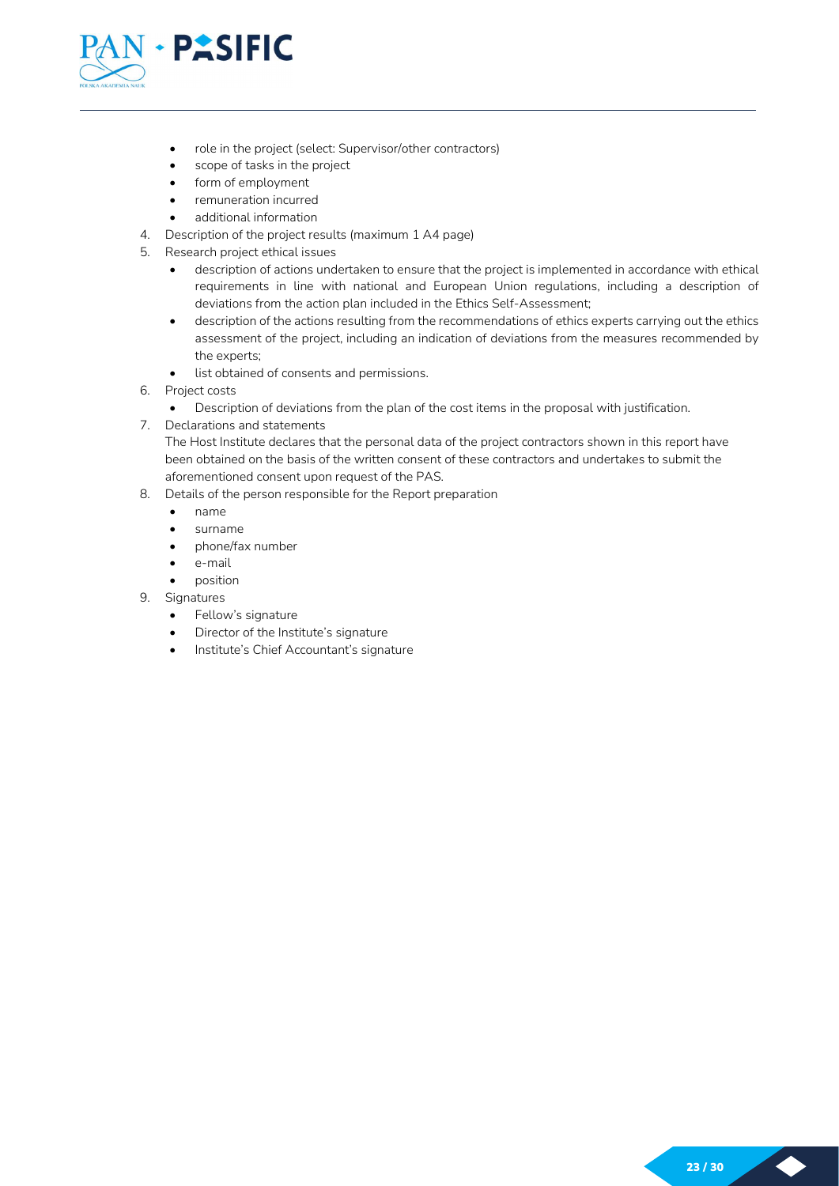- role in the project (select: Supervisor/other contractors)
- scope of tasks in the project
- form of employment
- remuneration incurred
- additional information

4. Description of the project results (maximum 1 A4 page)
5. Research project ethical issues
   - description of actions undertaken to ensure that the project is implemented in accordance with ethical requirements in line with national and European Union regulations, including a description of deviations from the action plan included in the Ethics Self-Assessment;
   - description of the actions resulting from the recommendations of ethics experts carrying out the ethics assessment of the project, including an indication of deviations from the measures recommended by the experts;
   - list obtained of consents and permissions.
6. Project costs
   - Description of deviations from the plan of the cost items in the proposal with justification.
7. Declarations and statements
   The Host Institute declares that the personal data of the project contractors shown in this report have been obtained on the basis of the written consent of these contractors and undertakes to submit the aforementioned consent upon request of the PAS.
8. Details of the person responsible for the Report preparation
   - name
   - surname
   - phone/fax number
   - e-mail
   - position
9. Signatures
   - Fellow's signature
   - Director of the Institute's signature
   - Institute's Chief Accountant's signature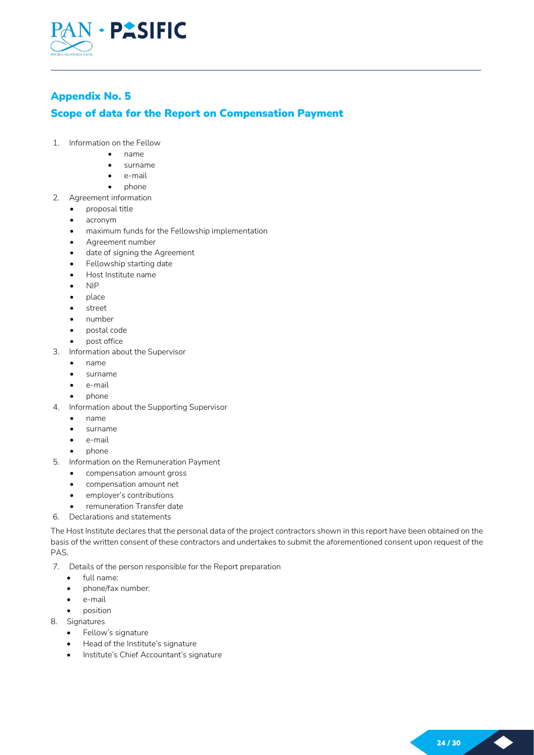## Appendix No. 5

## Scope of data for the Report on Compensation Payment

1. Information on the Fellow
    - name
    - surname
    - e-mail
    - phone
2. Agreement information
    - proposal title
    - acronym
    - maximum funds for the Fellowship implementation
    - Agreement number
    - date of signing the Agreement
    - Fellowship starting date
    - Host Institute name
    - NIP
    - place
    - street
    - number
    - postal code
    - post office
3. Information about the Supervisor
    - name
    - surname
    - e-mail
    - phone
4. Information about the Supporting Supervisor
    - name
    - surname
    - e-mail
    - phone
5. Information on the Remuneration Payment
    - compensation amount gross
    - compensation amount net
    - employer's contributions
    - remuneration Transfer date
6. Declarations and statements

The Host Institute declares that the personal data of the project contractors shown in this report have been obtained on the basis of the written consent of these contractors and undertakes to submit the aforementioned consent upon request of the PAS.

7. Details of the person responsible for the Report preparation
    - full name:
    - phone/fax number:
    - e-mail
    - position
8. Signatures
    - Fellow's signature
    - Head of the Institute's signature
    - Institute's Chief Accountant's signature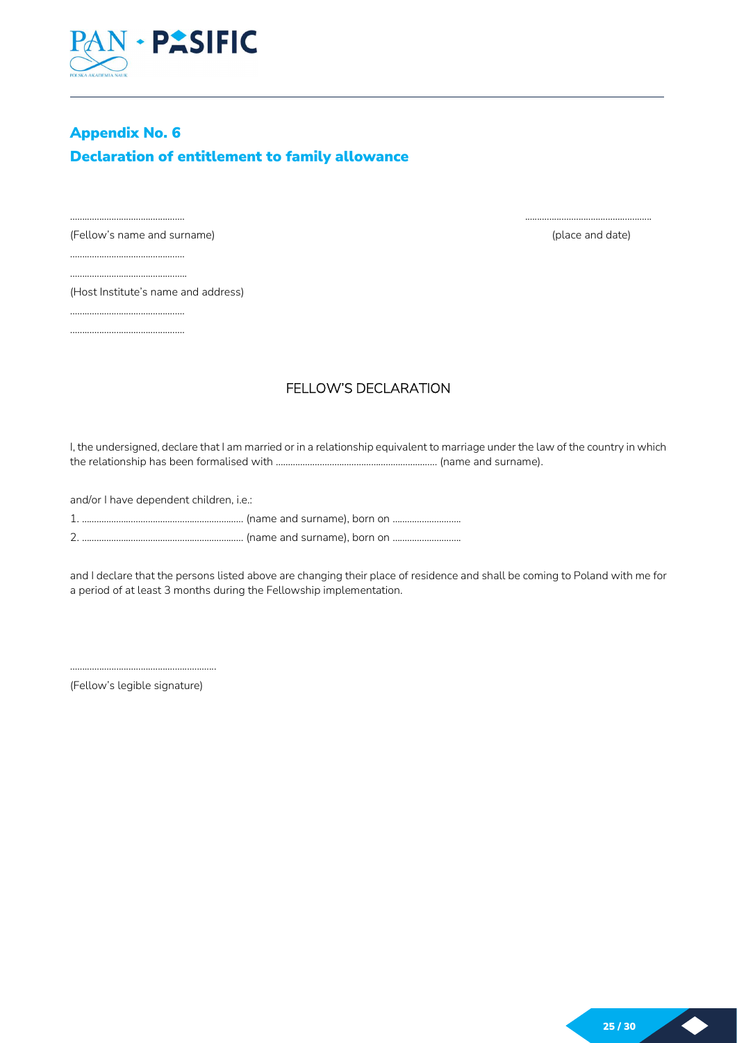## Appendix No. 6

## Declaration of entitlement to family allowance

................................................ ......................................................

(Fellow's name and surname) (place and date)

................................................

................................................

(Host Institute's name and address)

................................................

................................................

### FELLOW'S DECLARATION

I, the undersigned, declare that I am married or in a relationship equivalent to marriage under the law of the country in which the relationship has been formalised with .................................................................. (name and surname).

and/or I have dependent children, i.e.:

1. .................................................................. (name and surname), born on ............................
2. .................................................................. (name and surname), born on ............................

and I declare that the persons listed above are changing their place of residence and shall be coming to Poland with me for a period of at least 3 months during the Fellowship implementation.

.............................................................

(Fellow's legible signature)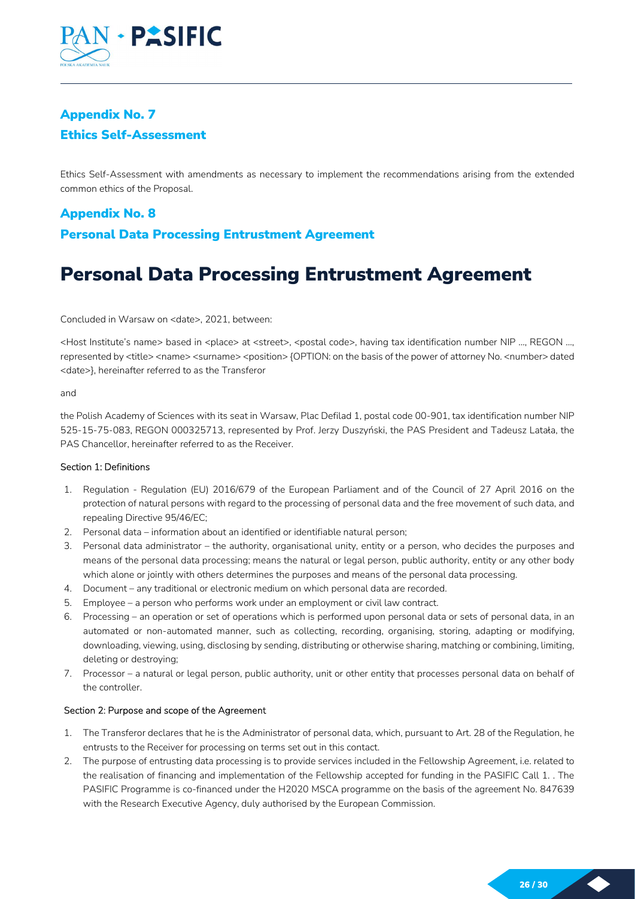## Appendix No. 7

## Ethics Self-Assessment

Ethics Self-Assessment with amendments as necessary to implement the recommendations arising from the extended common ethics of the Proposal.

## Appendix No. 8

## Personal Data Processing Entrustment Agreement

# Personal Data Processing Entrustment Agreement

Concluded in Warsaw on <date>, 2021, between:

<Host Institute's name> based in <place> at <street>, <postal code>, having tax identification number NIP ..., REGON ..., represented by <title> <name> <surname> <position> {OPTION: on the basis of the power of attorney No. <number> dated <date>}, hereinafter referred to as the Transferor

and

the Polish Academy of Sciences with its seat in Warsaw, Plac Defilad 1, postal code 00-901, tax identification number NIP 525-15-75-083, REGON 000325713, represented by Prof. Jerzy Duszyński, the PAS President and Tadeusz Latała, the PAS Chancellor, hereinafter referred to as the Receiver.

### Section 1: Definitions

1. Regulation - Regulation (EU) 2016/679 of the European Parliament and of the Council of 27 April 2016 on the protection of natural persons with regard to the processing of personal data and the free movement of such data, and repealing Directive 95/46/EC;
2. Personal data – information about an identified or identifiable natural person;
3. Personal data administrator – the authority, organisational unity, entity or a person, who decides the purposes and means of the personal data processing; means the natural or legal person, public authority, entity or any other body which alone or jointly with others determines the purposes and means of the personal data processing.
4. Document – any traditional or electronic medium on which personal data are recorded.
5. Employee – a person who performs work under an employment or civil law contract.
6. Processing – an operation or set of operations which is performed upon personal data or sets of personal data, in an automated or non-automated manner, such as collecting, recording, organising, storing, adapting or modifying, downloading, viewing, using, disclosing by sending, distributing or otherwise sharing, matching or combining, limiting, deleting or destroying;
7. Processor – a natural or legal person, public authority, unit or other entity that processes personal data on behalf of the controller.

### Section 2: Purpose and scope of the Agreement

1. The Transferor declares that he is the Administrator of personal data, which, pursuant to Art. 28 of the Regulation, he entrusts to the Receiver for processing on terms set out in this contact.
2. The purpose of entrusting data processing is to provide services included in the Fellowship Agreement, i.e. related to the realisation of financing and implementation of the Fellowship accepted for funding in the PASIFIC Call 1. . The PASIFIC Programme is co-financed under the H2020 MSCA programme on the basis of the agreement No. 847639 with the Research Executive Agency, duly authorised by the European Commission.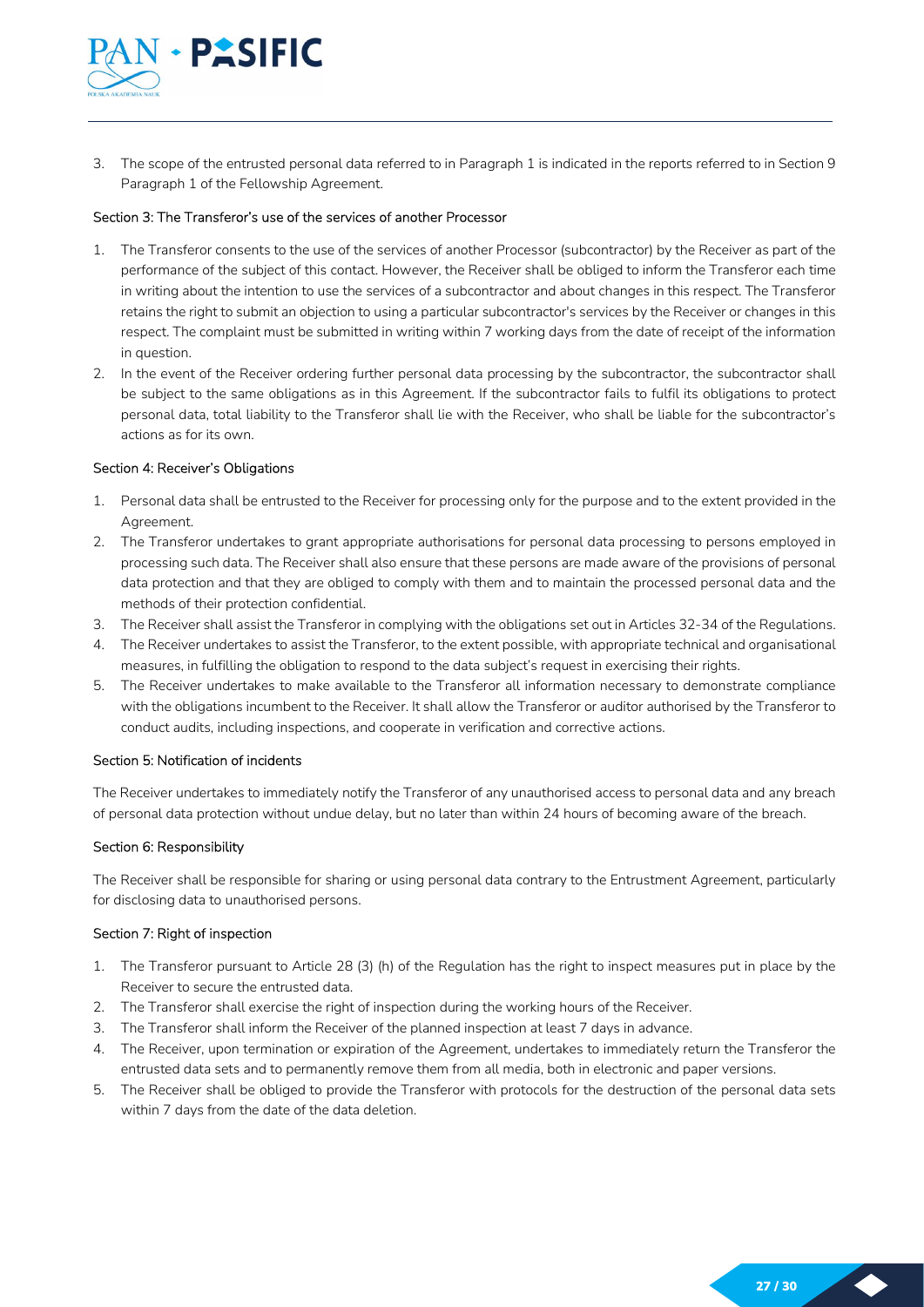3. The scope of the entrusted personal data referred to in Paragraph 1 is indicated in the reports referred to in Section 9 Paragraph 1 of the Fellowship Agreement.

### Section 3: The Transferor's use of the services of another Processor

1. The Transferor consents to the use of the services of another Processor (subcontractor) by the Receiver as part of the performance of the subject of this contact. However, the Receiver shall be obliged to inform the Transferor each time in writing about the intention to use the services of a subcontractor and about changes in this respect. The Transferor retains the right to submit an objection to using a particular subcontractor's services by the Receiver or changes in this respect. The complaint must be submitted in writing within 7 working days from the date of receipt of the information in question.
2. In the event of the Receiver ordering further personal data processing by the subcontractor, the subcontractor shall be subject to the same obligations as in this Agreement. If the subcontractor fails to fulfil its obligations to protect personal data, total liability to the Transferor shall lie with the Receiver, who shall be liable for the subcontractor's actions as for its own.

### Section 4: Receiver's Obligations

1. Personal data shall be entrusted to the Receiver for processing only for the purpose and to the extent provided in the Agreement.
2. The Transferor undertakes to grant appropriate authorisations for personal data processing to persons employed in processing such data. The Receiver shall also ensure that these persons are made aware of the provisions of personal data protection and that they are obliged to comply with them and to maintain the processed personal data and the methods of their protection confidential.
3. The Receiver shall assist the Transferor in complying with the obligations set out in Articles 32-34 of the Regulations.
4. The Receiver undertakes to assist the Transferor, to the extent possible, with appropriate technical and organisational measures, in fulfilling the obligation to respond to the data subject's request in exercising their rights.
5. The Receiver undertakes to make available to the Transferor all information necessary to demonstrate compliance with the obligations incumbent to the Receiver. It shall allow the Transferor or auditor authorised by the Transferor to conduct audits, including inspections, and cooperate in verification and corrective actions.

### Section 5: Notification of incidents

The Receiver undertakes to immediately notify the Transferor of any unauthorised access to personal data and any breach of personal data protection without undue delay, but no later than within 24 hours of becoming aware of the breach.

### Section 6: Responsibility

The Receiver shall be responsible for sharing or using personal data contrary to the Entrustment Agreement, particularly for disclosing data to unauthorised persons.

### Section 7: Right of inspection

1. The Transferor pursuant to Article 28 (3) (h) of the Regulation has the right to inspect measures put in place by the Receiver to secure the entrusted data.
2. The Transferor shall exercise the right of inspection during the working hours of the Receiver.
3. The Transferor shall inform the Receiver of the planned inspection at least 7 days in advance.
4. The Receiver, upon termination or expiration of the Agreement, undertakes to immediately return the Transferor the entrusted data sets and to permanently remove them from all media, both in electronic and paper versions.
5. The Receiver shall be obliged to provide the Transferor with protocols for the destruction of the personal data sets within 7 days from the date of the data deletion.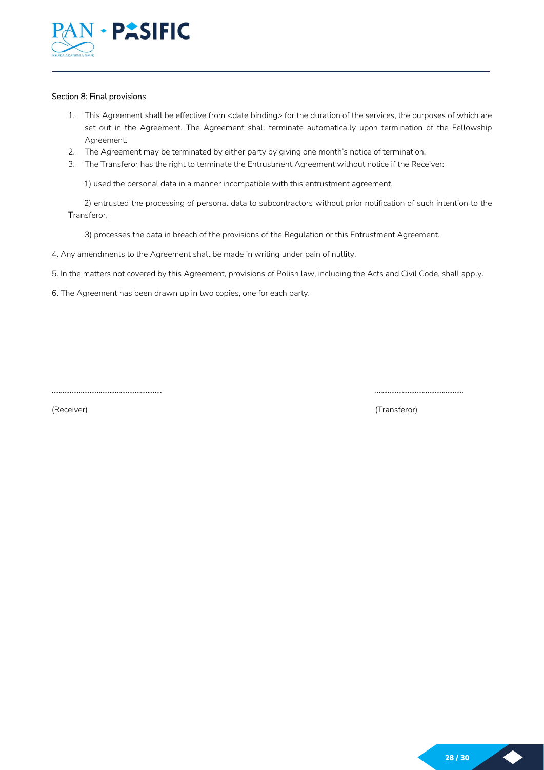Section 8: Final provisions

1. This Agreement shall be effective from <date binding> for the duration of the services, the purposes of which are set out in the Agreement. The Agreement shall terminate automatically upon termination of the Fellowship Agreement.
2. The Agreement may be terminated by either party by giving one month's notice of termination.
3. The Transferor has the right to terminate the Entrustment Agreement without notice if the Receiver:

   1) used the personal data in a manner incompatible with this entrustment agreement,

   2) entrusted the processing of personal data to subcontractors without prior notification of such intention to the Transferor,

   3) processes the data in breach of the provisions of the Regulation or this Entrustment Agreement.

4. Any amendments to the Agreement shall be made in writing under pain of nullity.

5. In the matters not covered by this Agreement, provisions of Polish law, including the Acts and Civil Code, shall apply.

6. The Agreement has been drawn up in two copies, one for each party.

| ............................................................ | ................................................ |
|---|---|
| (Receiver) | (Transferor) |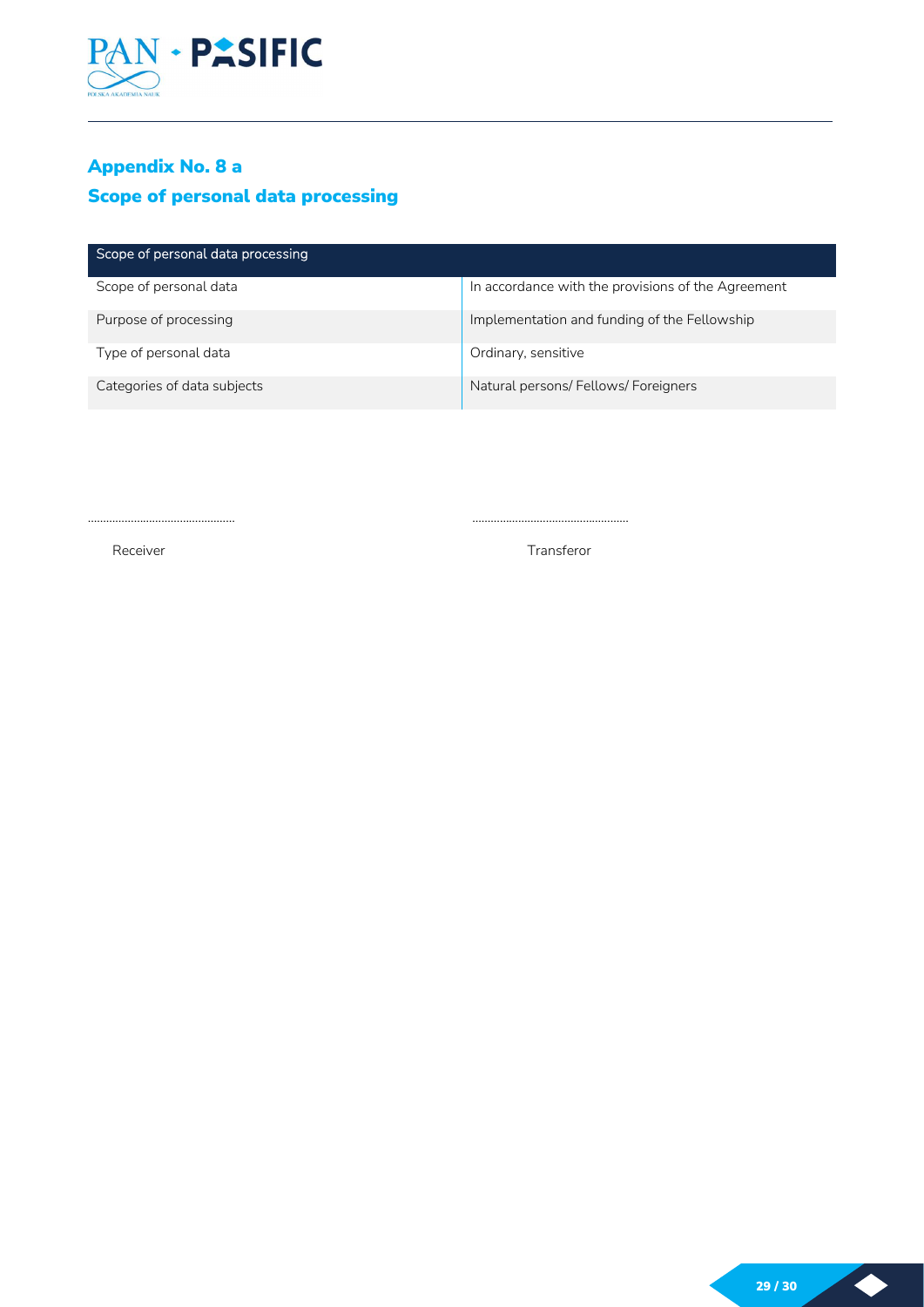## Appendix No. 8 a

## Scope of personal data processing

| Scope of personal data processing | |
|---|---|
| Scope of personal data | In accordance with the provisions of the Agreement |
| Purpose of processing | Implementation and funding of the Fellowship |
| Type of personal data | Ordinary, sensitive |
| Categories of data subjects | Natural persons/ Fellows/ Foreigners |

.............................................. ..................................................

Receiver Transferor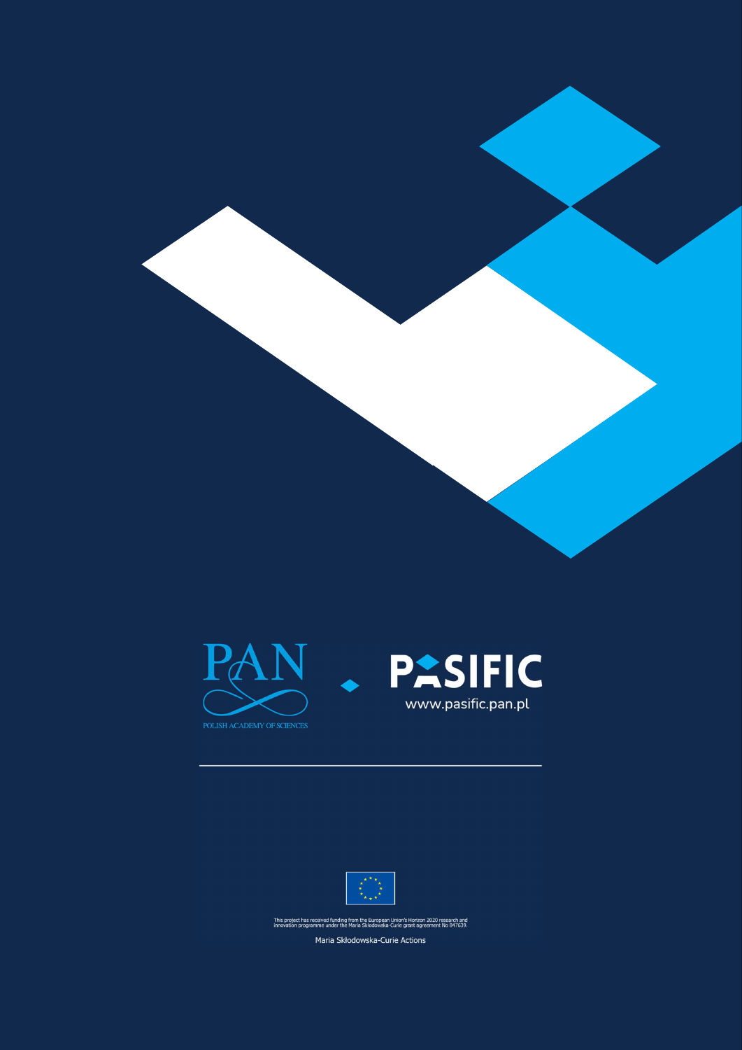PAN

POLISH ACADEMY OF SCIENCES

PASIFIC

www.pasific.pan.pl

This project has received funding from the European Union's Horizon 2020 research and innovation programme under the Maria Skłodowska-Curie grant agreement No 847639.

Maria Skłodowska-Curie Actions